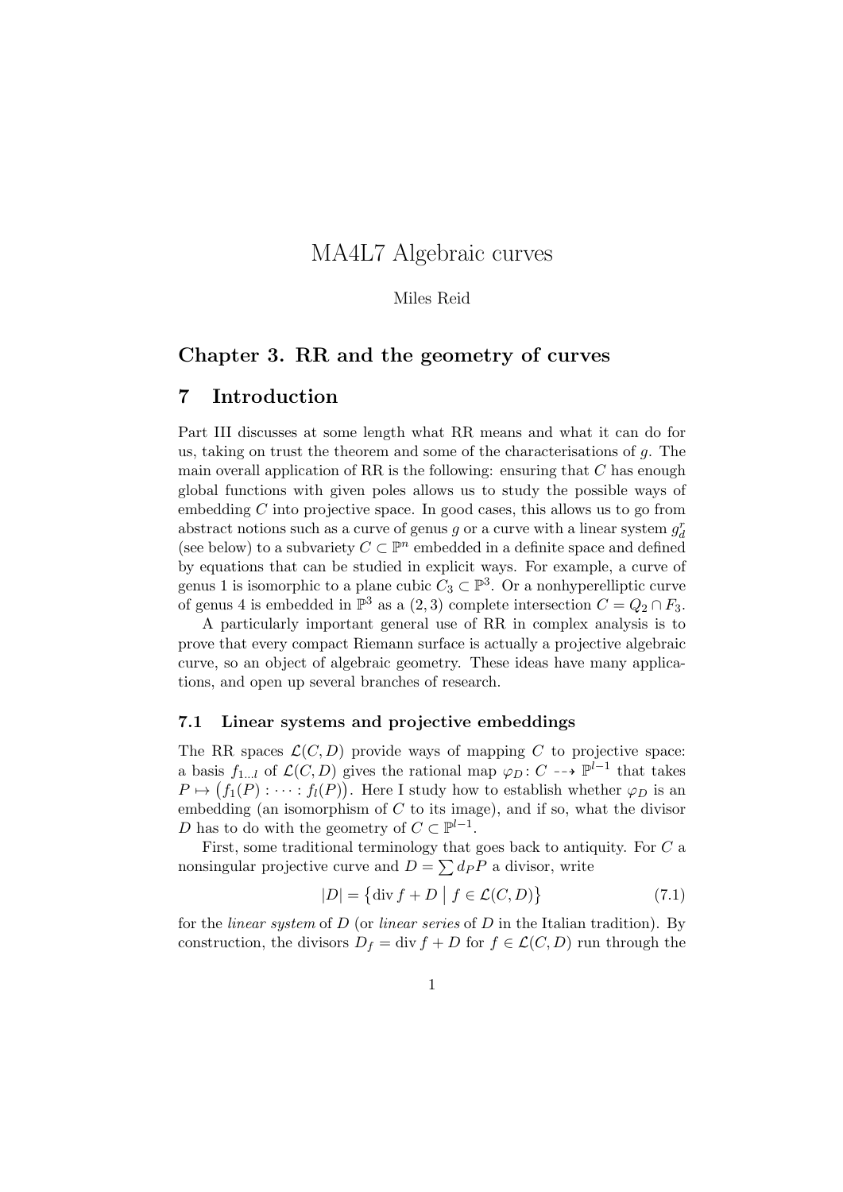# MA4L7 Algebraic curves

Miles Reid

## Chapter 3. RR and the geometry of curves

## 7 Introduction

Part III discusses at some length what RR means and what it can do for us, taking on trust the theorem and some of the characterisations of $g$. The main overall application of RR is the following: ensuring that $C$ has enough global functions with given poles allows us to study the possible ways of embedding $C$ into projective space. In good cases, this allows us to go from abstract notions such as a curve of genus $g$ or a curve with a linear system $g^r_d$ (see below) to a subvariety $C \subset \mathbb{P}^n$ embedded in a definite space and defined by equations that can be studied in explicit ways. For example, a curve of genus 1 is isomorphic to a plane cubic $C_3 \subset \mathbb{P}^3$. Or a nonhyperelliptic curve of genus 4 is embedded in $\mathbb{P}^3$ as a $(2,3)$ complete intersection $C = Q_2 \cap F_3$.

A particularly important general use of RR in complex analysis is to prove that every compact Riemann surface is actually a projective algebraic curve, so an object of algebraic geometry. These ideas have many applications, and open up several branches of research.

### 7.1 Linear systems and projective embeddings

The RR spaces $\mathcal{L}(C,D)$ provide ways of mapping $C$ to projective space: a basis $f_{1\dots l}$ of $\mathcal{L}(C,D)$ gives the rational map $\varphi_D \colon C \dashrightarrow \mathbb{P}^{l-1}$ that takes $P \mapsto \big(f_1(P) : \cdots : f_l(P)\big)$. Here I study how to establish whether $\varphi_D$ is an embedding (an isomorphism of $C$ to its image), and if so, what the divisor $D$ has to do with the geometry of $C \subset \mathbb{P}^{l-1}$.

First, some traditional terminology that goes back to antiquity. For $C$ a nonsingular projective curve and $D = \sum d_P P$ a divisor, write

$$|D| = \big\{ \operatorname{div} f + D \;\big|\; f \in \mathcal{L}(C,D) \big\} \tag{7.1}$$

for the *linear system* of $D$ (or *linear series* of $D$ in the Italian tradition). By construction, the divisors $D_f = \operatorname{div} f + D$ for $f \in \mathcal{L}(C,D)$ run through the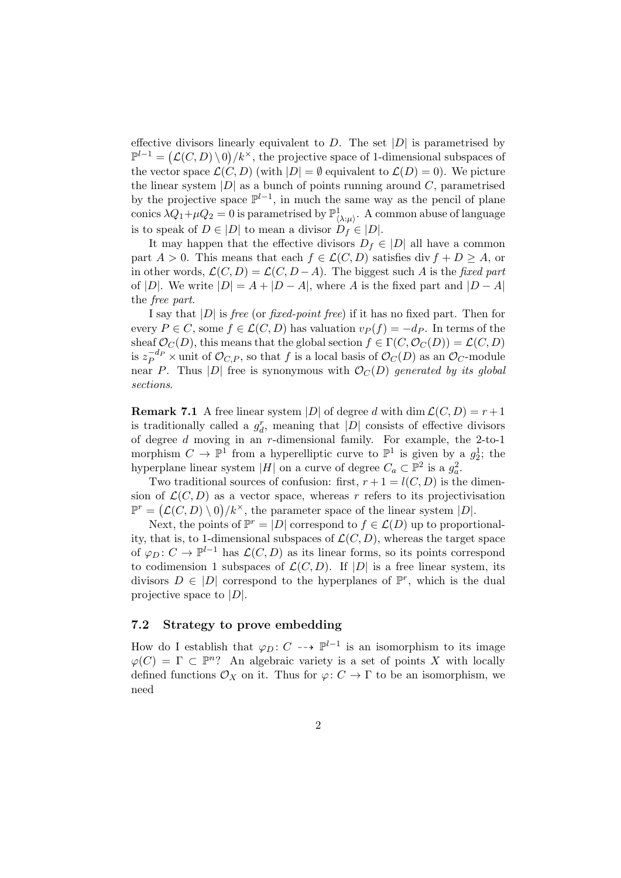effective divisors linearly equivalent to $D$. The set $|D|$ is parametrised by $\mathbb{P}^{l-1} = \big(\mathcal{L}(C,D) \setminus 0\big)/k^\times$, the projective space of 1-dimensional subspaces of the vector space $\mathcal{L}(C,D)$ (with $|D| = \emptyset$ equivalent to $\mathcal{L}(D) = 0$). We picture the linear system $|D|$ as a bunch of points running around $C$, parametrised by the projective space $\mathbb{P}^{l-1}$, in much the same way as the pencil of plane conics $\lambda Q_1 + \mu Q_2 = 0$ is parametrised by $\mathbb{P}^1_{\langle\lambda:\mu\rangle}$. A common abuse of language is to speak of $D \in |D|$ to mean a divisor $D_f \in |D|$.

It may happen that the effective divisors $D_f \in |D|$ all have a common part $A > 0$. This means that each $f \in \mathcal{L}(C,D)$ satisfies $\operatorname{div} f + D \ge A$, or in other words, $\mathcal{L}(C,D) = \mathcal{L}(C, D-A)$. The biggest such $A$ is the *fixed part* of $|D|$. We write $|D| = A + |D-A|$, where $A$ is the fixed part and $|D-A|$ the *free part*.

I say that $|D|$ is *free* (or *fixed-point free*) if it has no fixed part. Then for every $P \in C$, some $f \in \mathcal{L}(C,D)$ has valuation $v_P(f) = -d_P$. In terms of the sheaf $\mathcal{O}_C(D)$, this means that the global section $f \in \Gamma(C, \mathcal{O}_C(D)) = \mathcal{L}(C,D)$ is $z_P^{-d_P} \times$ unit of $\mathcal{O}_{C,P}$, so that $f$ is a local basis of $\mathcal{O}_C(D)$ as an $\mathcal{O}_C$-module near $P$. Thus $|D|$ free is synonymous with *$\mathcal{O}_C(D)$ generated by its global sections*.

**Remark 7.1** A free linear system $|D|$ of degree $d$ with $\dim \mathcal{L}(C,D) = r+1$ is traditionally called a $g^r_d$, meaning that $|D|$ consists of effective divisors of degree $d$ moving in an $r$-dimensional family. For example, the 2-to-1 morphism $C \to \mathbb{P}^1$ from a hyperelliptic curve to $\mathbb{P}^1$ is given by a $g^1_2$; the hyperplane linear system $|H|$ on a curve of degree $C_a \subset \mathbb{P}^2$ is a $g^2_a$.

Two traditional sources of confusion: first, $r+1 = l(C,D)$ is the dimension of $\mathcal{L}(C,D)$ as a vector space, whereas $r$ refers to its projectivisation $\mathbb{P}^r = \big(\mathcal{L}(C,D) \setminus 0\big)/k^\times$, the parameter space of the linear system $|D|$.

Next, the points of $\mathbb{P}^r = |D|$ correspond to $f \in \mathcal{L}(D)$ up to proportionality, that is, to 1-dimensional subspaces of $\mathcal{L}(C,D)$, whereas the target space of $\varphi_D \colon C \to \mathbb{P}^{l-1}$ has $\mathcal{L}(C,D)$ as its linear forms, so its points correspond to codimension 1 subspaces of $\mathcal{L}(C,D)$. If $|D|$ is a free linear system, its divisors $D \in |D|$ correspond to the hyperplanes of $\mathbb{P}^r$, which is the dual projective space to $|D|$.

### 7.2 Strategy to prove embedding

How do I establish that $\varphi_D \colon C \dashrightarrow \mathbb{P}^{l-1}$ is an isomorphism to its image $\varphi(C) = \Gamma \subset \mathbb{P}^n$? An algebraic variety is a set of points $X$ with locally defined functions $\mathcal{O}_X$ on it. Thus for $\varphi \colon C \to \Gamma$ to be an isomorphism, we need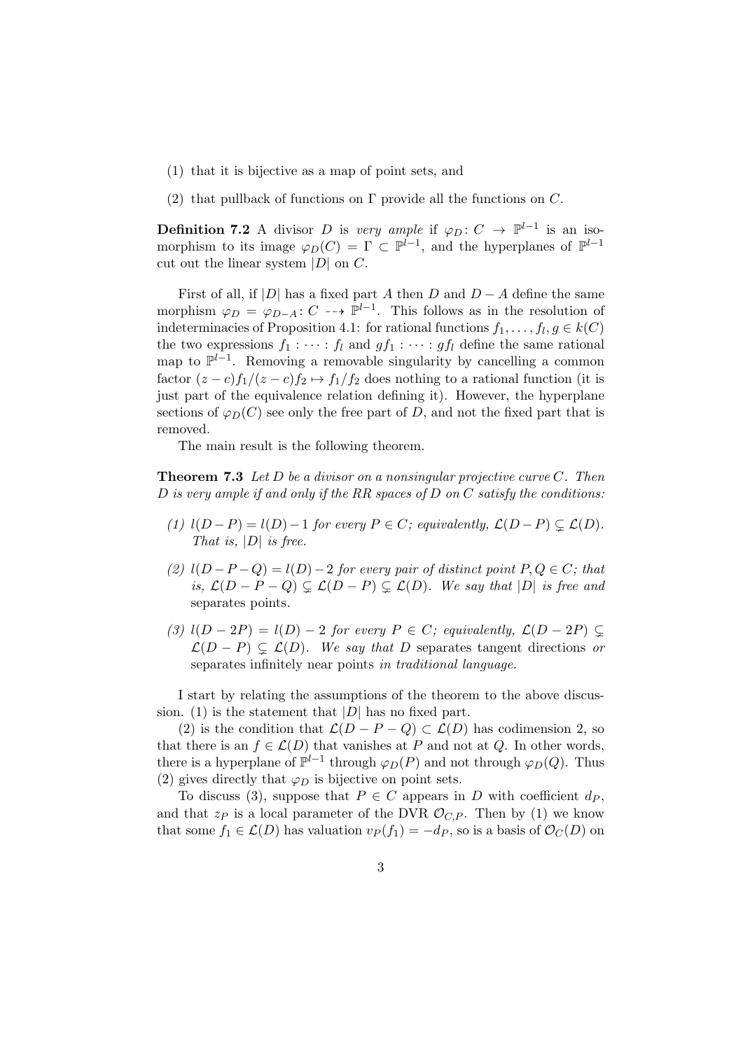(1) that it is bijective as a map of point sets, and

(2) that pullback of functions on $\Gamma$ provide all the functions on $C$.

**Definition 7.2** A divisor $D$ is *very ample* if $\varphi_D \colon C \to \mathbb{P}^{l-1}$ is an isomorphism to its image $\varphi_D(C) = \Gamma \subset \mathbb{P}^{l-1}$, and the hyperplanes of $\mathbb{P}^{l-1}$ cut out the linear system $|D|$ on $C$.

First of all, if $|D|$ has a fixed part $A$ then $D$ and $D - A$ define the same morphism $\varphi_D = \varphi_{D-A} \colon C \dashrightarrow \mathbb{P}^{l-1}$. This follows as in the resolution of indeterminacies of Proposition 4.1: for rational functions $f_1, \dots, f_l, g \in k(C)$ the two expressions $f_1 : \dots : f_l$ and $gf_1 : \dots : gf_l$ define the same rational map to $\mathbb{P}^{l-1}$. Removing a removable singularity by cancelling a common factor $(z-c)f_1/(z-c)f_2 \mapsto f_1/f_2$ does nothing to a rational function (it is just part of the equivalence relation defining it). However, the hyperplane sections of $\varphi_D(C)$ see only the free part of $D$, and not the fixed part that is removed.

The main result is the following theorem.

**Theorem 7.3** *Let $D$ be a divisor on a nonsingular projective curve $C$. Then $D$ is very ample if and only if the RR spaces of $D$ on $C$ satisfy the conditions:*

*(1) $l(D-P) = l(D) - 1$ for every $P \in C$; equivalently, $\mathcal{L}(D-P) \subsetneq \mathcal{L}(D)$. That is, $|D|$ is free.*

*(2) $l(D-P-Q) = l(D) - 2$ for every pair of distinct point $P, Q \in C$; that is, $\mathcal{L}(D-P-Q) \subsetneq \mathcal{L}(D-P) \subsetneq \mathcal{L}(D)$. We say that $|D|$ is free and* separates points.

*(3) $l(D-2P) = l(D) - 2$ for every $P \in C$; equivalently, $\mathcal{L}(D-2P) \subsetneq \mathcal{L}(D-P) \subsetneq \mathcal{L}(D)$. We say that $D$* separates tangent directions *or* separates infinitely near points *in traditional language.*

I start by relating the assumptions of the theorem to the above discussion. (1) is the statement that $|D|$ has no fixed part.

(2) is the condition that $\mathcal{L}(D-P-Q) \subset \mathcal{L}(D)$ has codimension 2, so that there is an $f \in \mathcal{L}(D)$ that vanishes at $P$ and not at $Q$. In other words, there is a hyperplane of $\mathbb{P}^{l-1}$ through $\varphi_D(P)$ and not through $\varphi_D(Q)$. Thus (2) gives directly that $\varphi_D$ is bijective on point sets.

To discuss (3), suppose that $P \in C$ appears in $D$ with coefficient $d_P$, and that $z_P$ is a local parameter of the DVR $\mathcal{O}_{C,P}$. Then by (1) we know that some $f_1 \in \mathcal{L}(D)$ has valuation $v_P(f_1) = -d_P$, so is a basis of $\mathcal{O}_C(D)$ on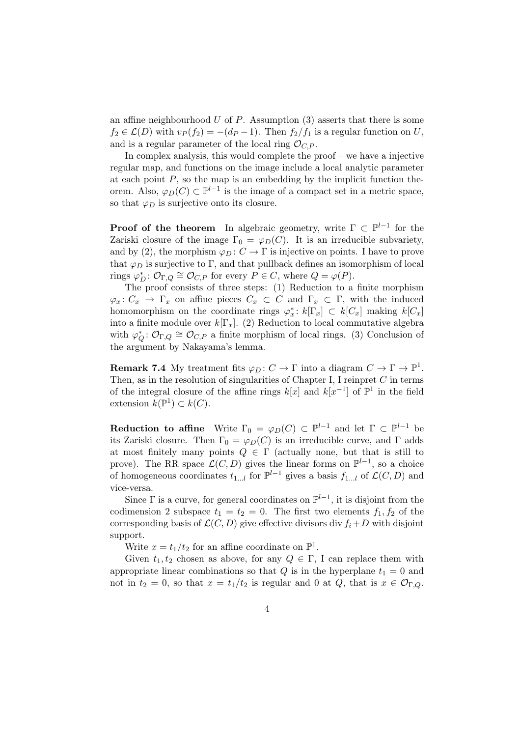an affine neighbourhood $U$ of $P$. Assumption (3) asserts that there is some $f_2 \in \mathcal{L}(D)$ with $v_P(f_2) = -(d_P - 1)$. Then $f_2/f_1$ is a regular function on $U$, and is a regular parameter of the local ring $\mathcal{O}_{C,P}$.

In complex analysis, this would complete the proof – we have a injective regular map, and functions on the image include a local analytic parameter at each point $P$, so the map is an embedding by the implicit function theorem. Also, $\varphi_D(C) \subset \mathbb{P}^{l-1}$ is the image of a compact set in a metric space, so that $\varphi_D$ is surjective onto its closure.

**Proof of the theorem** In algebraic geometry, write $\Gamma \subset \mathbb{P}^{l-1}$ for the Zariski closure of the image $\Gamma_0 = \varphi_D(C)$. It is an irreducible subvariety, and by (2), the morphism $\varphi_D \colon C \to \Gamma$ is injective on points. I have to prove that $\varphi_D$ is surjective to $\Gamma$, and that pullback defines an isomorphism of local rings $\varphi_D^* \colon \mathcal{O}_{\Gamma,Q} \cong \mathcal{O}_{C,P}$ for every $P \in C$, where $Q = \varphi(P)$.

The proof consists of three steps: (1) Reduction to a finite morphism $\varphi_x \colon C_x \to \Gamma_x$ on affine pieces $C_x \subset C$ and $\Gamma_x \subset \Gamma$, with the induced homomorphism on the coordinate rings $\varphi_x^* \colon k[\Gamma_x] \subset k[C_x]$ making $k[C_x]$ into a finite module over $k[\Gamma_x]$. (2) Reduction to local commutative algebra with $\varphi_Q^* \colon \mathcal{O}_{\Gamma,Q} \cong \mathcal{O}_{C,P}$ a finite morphism of local rings. (3) Conclusion of the argument by Nakayama's lemma.

**Remark 7.4** My treatment fits $\varphi_D \colon C \to \Gamma$ into a diagram $C \to \Gamma \to \mathbb{P}^1$. Then, as in the resolution of singularities of Chapter I, I reinpret $C$ in terms of the integral closure of the affine rings $k[x]$ and $k[x^{-1}]$ of $\mathbb{P}^1$ in the field extension $k(\mathbb{P}^1) \subset k(C)$.

**Reduction to affine** Write $\Gamma_0 = \varphi_D(C) \subset \mathbb{P}^{l-1}$ and let $\Gamma \subset \mathbb{P}^{l-1}$ be its Zariski closure. Then $\Gamma_0 = \varphi_D(C)$ is an irreducible curve, and $\Gamma$ adds at most finitely many points $Q \in \Gamma$ (actually none, but that is still to prove). The RR space $\mathcal{L}(C, D)$ gives the linear forms on $\mathbb{P}^{l-1}$, so a choice of homogeneous coordinates $t_{1\dots l}$ for $\mathbb{P}^{l-1}$ gives a basis $f_{1\dots l}$ of $\mathcal{L}(C, D)$ and vice-versa.

Since $\Gamma$ is a curve, for general coordinates on $\mathbb{P}^{l-1}$, it is disjoint from the codimension 2 subspace $t_1 = t_2 = 0$. The first two elements $f_1, f_2$ of the corresponding basis of $\mathcal{L}(C, D)$ give effective divisors $\operatorname{div} f_i + D$ with disjoint support.

Write $x = t_1/t_2$ for an affine coordinate on $\mathbb{P}^1$.

Given $t_1, t_2$ chosen as above, for any $Q \in \Gamma$, I can replace them with appropriate linear combinations so that $Q$ is in the hyperplane $t_1 = 0$ and not in $t_2 = 0$, so that $x = t_1/t_2$ is regular and 0 at $Q$, that is $x \in \mathcal{O}_{\Gamma,Q}$.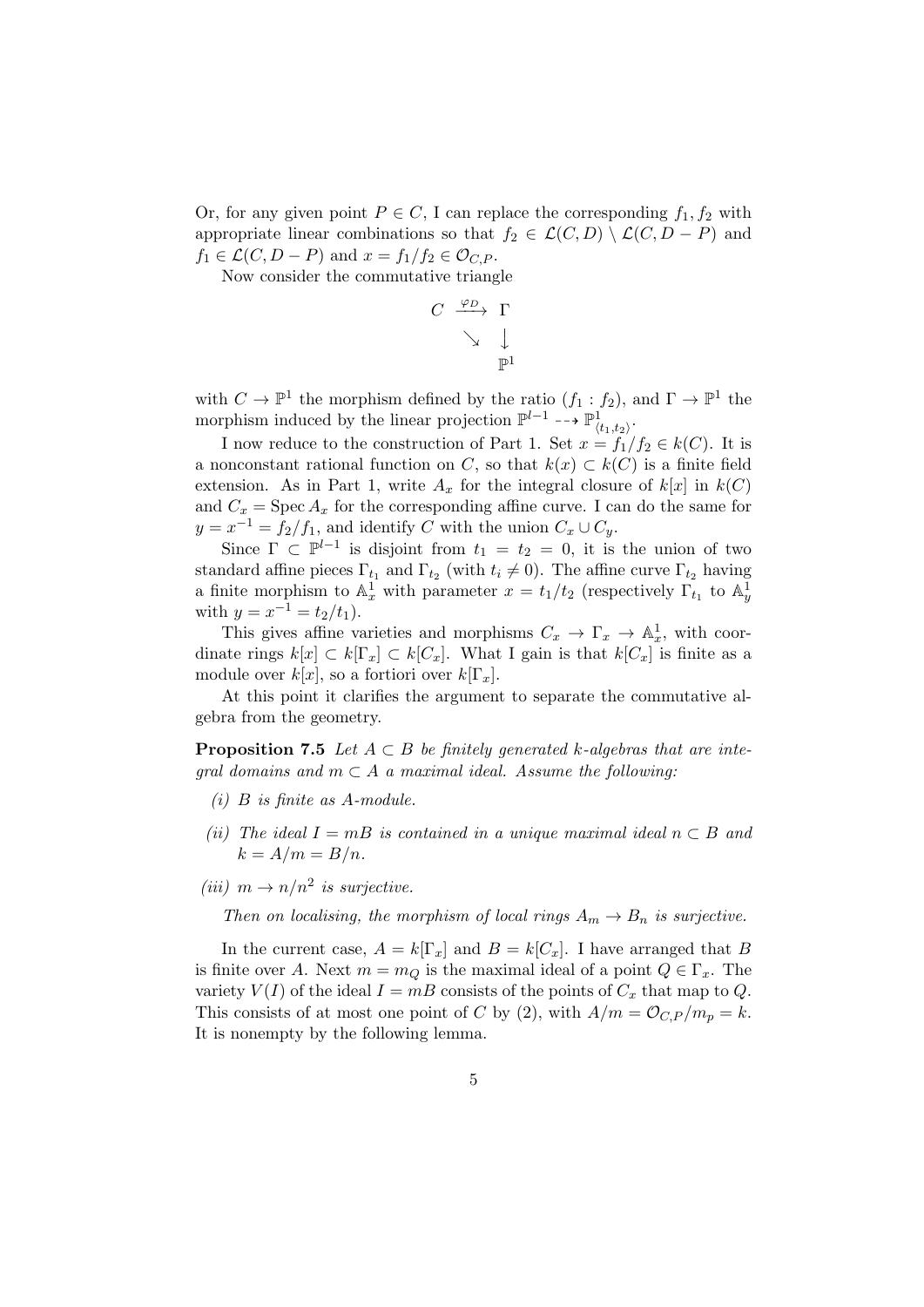Or, for any given point $P \in C$, I can replace the corresponding $f_1, f_2$ with appropriate linear combinations so that $f_2 \in \mathcal{L}(C, D) \setminus \mathcal{L}(C, D - P)$ and $f_1 \in \mathcal{L}(C, D - P)$ and $x = f_1/f_2 \in \mathcal{O}_{C,P}$.

Now consider the commutative triangle

$$\begin{array}{ccc} C & \xrightarrow{\varphi_D} & \Gamma \\ & \searrow & \downarrow \\ & & \mathbb{P}^1 \end{array}$$

with $C \to \mathbb{P}^1$ the morphism defined by the ratio $(f_1 : f_2)$, and $\Gamma \to \mathbb{P}^1$ the morphism induced by the linear projection $\mathbb{P}^{l-1} \dashrightarrow \mathbb{P}^1_{\langle t_1, t_2 \rangle}$.

I now reduce to the construction of Part 1. Set $x = f_1/f_2 \in k(C)$. It is a nonconstant rational function on $C$, so that $k(x) \subset k(C)$ is a finite field extension. As in Part 1, write $A_x$ for the integral closure of $k[x]$ in $k(C)$ and $C_x = \operatorname{Spec} A_x$ for the corresponding affine curve. I can do the same for $y = x^{-1} = f_2/f_1$, and identify $C$ with the union $C_x \cup C_y$.

Since $\Gamma \subset \mathbb{P}^{l-1}$ is disjoint from $t_1 = t_2 = 0$, it is the union of two standard affine pieces $\Gamma_{t_1}$ and $\Gamma_{t_2}$ (with $t_i \neq 0$). The affine curve $\Gamma_{t_2}$ having a finite morphism to $\mathbb{A}^1_x$ with parameter $x = t_1/t_2$ (respectively $\Gamma_{t_1}$ to $\mathbb{A}^1_y$ with $y = x^{-1} = t_2/t_1$).

This gives affine varieties and morphisms $C_x \to \Gamma_x \to \mathbb{A}^1_x$, with coordinate rings $k[x] \subset k[\Gamma_x] \subset k[C_x]$. What I gain is that $k[C_x]$ is finite as a module over $k[x]$, so a fortiori over $k[\Gamma_x]$.

At this point it clarifies the argument to separate the commutative algebra from the geometry.

**Proposition 7.5** *Let $A \subset B$ be finitely generated $k$-algebras that are integral domains and $m \subset A$ a maximal ideal. Assume the following:*

*(i) $B$ is finite as $A$-module.*

*(ii) The ideal $I = mB$ is contained in a unique maximal ideal $n \subset B$ and $k = A/m = B/n$.*

*(iii) $m \to n/n^2$ is surjective.*

*Then on localising, the morphism of local rings $A_m \to B_n$ is surjective.*

In the current case, $A = k[\Gamma_x]$ and $B = k[C_x]$. I have arranged that $B$ is finite over $A$. Next $m = m_Q$ is the maximal ideal of a point $Q \in \Gamma_x$. The variety $V(I)$ of the ideal $I = mB$ consists of the points of $C_x$ that map to $Q$. This consists of at most one point of $C$ by (2), with $A/m = \mathcal{O}_{C,P}/m_p = k$. It is nonempty by the following lemma.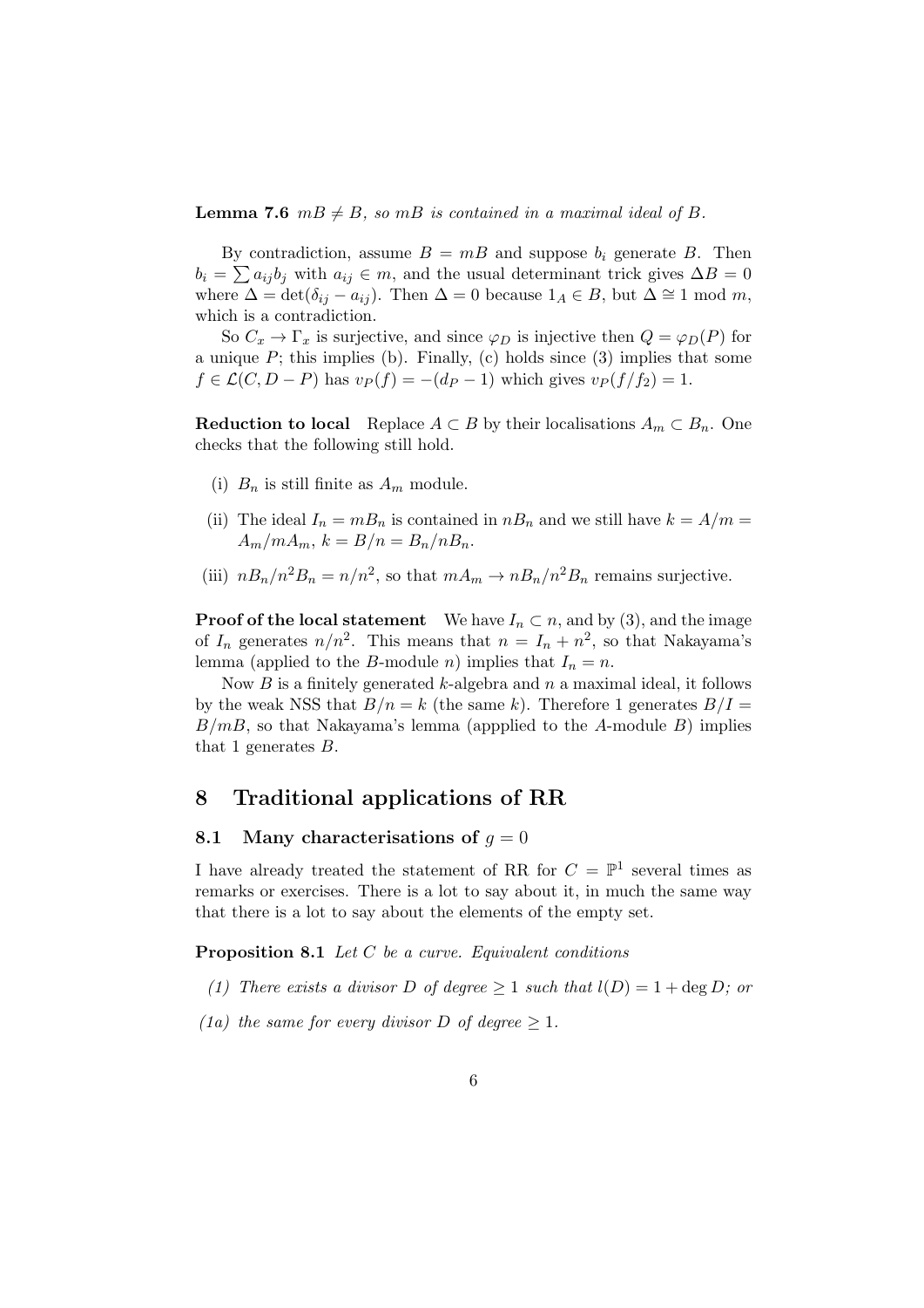**Lemma 7.6** *$mB \neq B$, so $mB$ is contained in a maximal ideal of $B$.*

By contradiction, assume $B = mB$ and suppose $b_i$ generate $B$. Then $b_i = \sum a_{ij} b_j$ with $a_{ij} \in m$, and the usual determinant trick gives $\Delta B = 0$ where $\Delta = \det(\delta_{ij} - a_{ij})$. Then $\Delta = 0$ because $1_A \in B$, but $\Delta \cong 1 \bmod m$, which is a contradiction.

So $C_x \to \Gamma_x$ is surjective, and since $\varphi_D$ is injective then $Q = \varphi_D(P)$ for a unique $P$; this implies (b). Finally, (c) holds since (3) implies that some $f \in \mathcal{L}(C, D - P)$ has $v_P(f) = -(d_P - 1)$ which gives $v_P(f/f_2) = 1$.

**Reduction to local** Replace $A \subset B$ by their localisations $A_m \subset B_n$. One checks that the following still hold.

(i) $B_n$ is still finite as $A_m$ module.

(ii) The ideal $I_n = mB_n$ is contained in $nB_n$ and we still have $k = A/m = A_m/mA_m$, $k = B/n = B_n/nB_n$.

(iii) $nB_n/n^2B_n = n/n^2$, so that $mA_m \to nB_n/n^2B_n$ remains surjective.

**Proof of the local statement** We have $I_n \subset n$, and by (3), and the image of $I_n$ generates $n/n^2$. This means that $n = I_n + n^2$, so that Nakayama's lemma (applied to the $B$-module $n$) implies that $I_n = n$.

Now $B$ is a finitely generated $k$-algebra and $n$ a maximal ideal, it follows by the weak NSS that $B/n = k$ (the same $k$). Therefore 1 generates $B/I = B/mB$, so that Nakayama's lemma (appplied to the $A$-module $B$) implies that 1 generates $B$.

# 8 Traditional applications of RR

## 8.1 Many characterisations of $g = 0$

I have already treated the statement of RR for $C = \mathbb{P}^1$ several times as remarks or exercises. There is a lot to say about it, in much the same way that there is a lot to say about the elements of the empty set.

**Proposition 8.1** *Let $C$ be a curve. Equivalent conditions*

*(1) There exists a divisor $D$ of degree $\geq 1$ such that $l(D) = 1 + \deg D$; or*

*(1a) the same for every divisor $D$ of degree $\geq 1$.*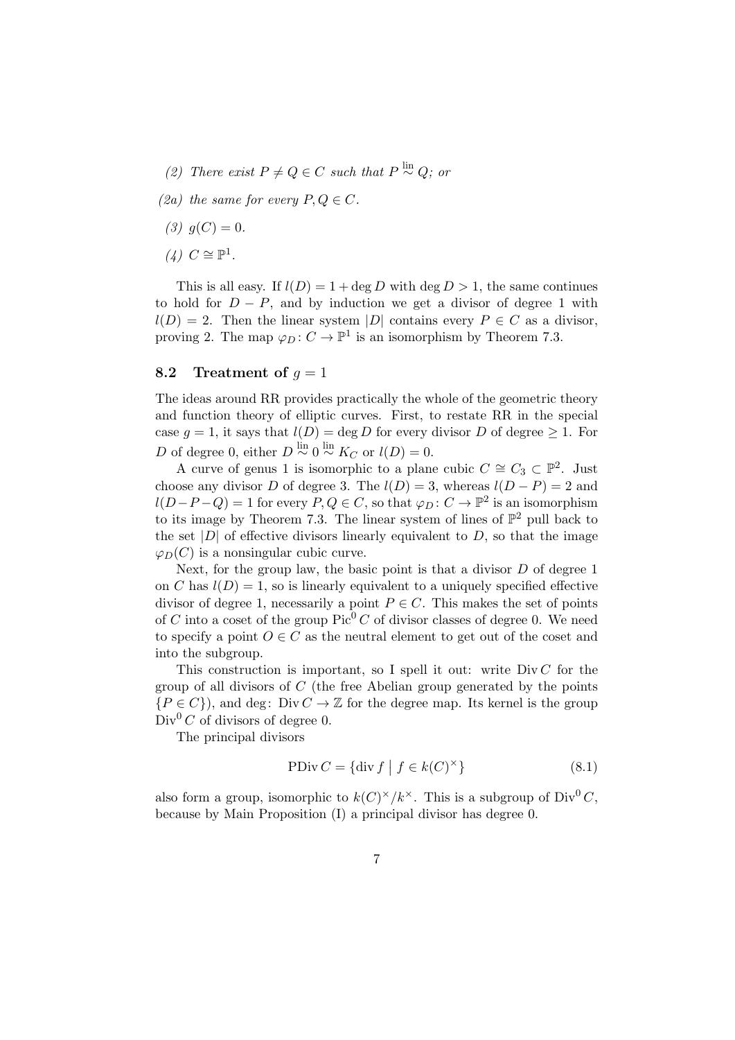*(2) There exist $P \neq Q \in C$ such that $P \stackrel{\text{lin}}{\sim} Q$; or*

*(2a) the same for every $P, Q \in C$.*

*(3) $g(C) = 0$.*

*(4) $C \cong \mathbb{P}^1$.*

This is all easy. If $l(D) = 1 + \deg D$ with $\deg D > 1$, the same continues to hold for $D - P$, and by induction we get a divisor of degree 1 with $l(D) = 2$. Then the linear system $|D|$ contains every $P \in C$ as a divisor, proving 2. The map $\varphi_D \colon C \to \mathbb{P}^1$ is an isomorphism by Theorem 7.3.

## 8.2 Treatment of $g = 1$

The ideas around RR provides practically the whole of the geometric theory and function theory of elliptic curves. First, to restate RR in the special case $g = 1$, it says that $l(D) = \deg D$ for every divisor $D$ of degree $\geq 1$. For $D$ of degree 0, either $D \stackrel{\text{lin}}{\sim} 0 \stackrel{\text{lin}}{\sim} K_C$ or $l(D) = 0$.

A curve of genus 1 is isomorphic to a plane cubic $C \cong C_3 \subset \mathbb{P}^2$. Just choose any divisor $D$ of degree 3. The $l(D) = 3$, whereas $l(D - P) = 2$ and $l(D - P - Q) = 1$ for every $P, Q \in C$, so that $\varphi_D \colon C \to \mathbb{P}^2$ is an isomorphism to its image by Theorem 7.3. The linear system of lines of $\mathbb{P}^2$ pull back to the set $|D|$ of effective divisors linearly equivalent to $D$, so that the image $\varphi_D(C)$ is a nonsingular cubic curve.

Next, for the group law, the basic point is that a divisor $D$ of degree 1 on $C$ has $l(D) = 1$, so is linearly equivalent to a uniquely specified effective divisor of degree 1, necessarily a point $P \in C$. This makes the set of points of $C$ into a coset of the group $\operatorname{Pic}^0 C$ of divisor classes of degree 0. We need to specify a point $O \in C$ as the neutral element to get out of the coset and into the subgroup.

This construction is important, so I spell it out: write $\operatorname{Div} C$ for the group of all divisors of $C$ (the free Abelian group generated by the points $\{P \in C\}$), and $\deg \colon \operatorname{Div} C \to \mathbb{Z}$ for the degree map. Its kernel is the group $\operatorname{Div}^0 C$ of divisors of degree 0.

The principal divisors

$$\operatorname{PDiv} C = \{\operatorname{div} f \mid f \in k(C)^\times\} \tag{8.1}$$

also form a group, isomorphic to $k(C)^\times / k^\times$. This is a subgroup of $\operatorname{Div}^0 C$, because by Main Proposition (I) a principal divisor has degree 0.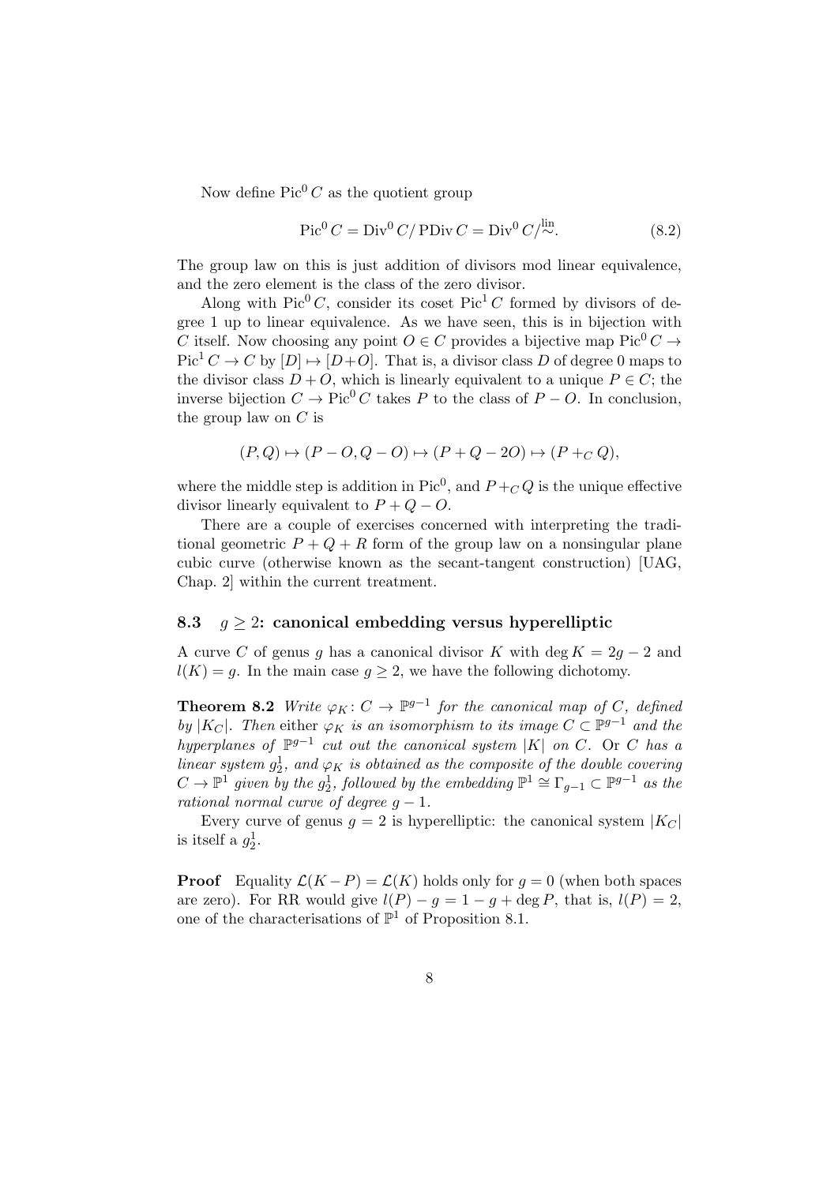Now define $\operatorname{Pic}^0 C$ as the quotient group

$$\operatorname{Pic}^0 C = \operatorname{Div}^0 C / \operatorname{PDiv} C = \operatorname{Div}^0 C / \overset{\text{lin}}{\sim}. \tag{8.2}$$

The group law on this is just addition of divisors mod linear equivalence, and the zero element is the class of the zero divisor.

Along with $\operatorname{Pic}^0 C$, consider its coset $\operatorname{Pic}^1 C$ formed by divisors of degree 1 up to linear equivalence. As we have seen, this is in bijection with $C$ itself. Now choosing any point $O \in C$ provides a bijective map $\operatorname{Pic}^0 C \to \operatorname{Pic}^1 C \to C$ by $[D] \mapsto [D+O]$. That is, a divisor class $D$ of degree 0 maps to the divisor class $D+O$, which is linearly equivalent to a unique $P \in C$; the inverse bijection $C \to \operatorname{Pic}^0 C$ takes $P$ to the class of $P - O$. In conclusion, the group law on $C$ is

$$(P, Q) \mapsto (P - O, Q - O) \mapsto (P + Q - 2O) \mapsto (P +_C Q),$$

where the middle step is addition in $\operatorname{Pic}^0$, and $P +_C Q$ is the unique effective divisor linearly equivalent to $P + Q - O$.

There are a couple of exercises concerned with interpreting the traditional geometric $P + Q + R$ form of the group law on a nonsingular plane cubic curve (otherwise known as the secant-tangent construction) [UAG, Chap. 2] within the current treatment.

### 8.3 $g \geq 2$: canonical embedding versus hyperelliptic

A curve $C$ of genus $g$ has a canonical divisor $K$ with $\deg K = 2g - 2$ and $l(K) = g$. In the main case $g \geq 2$, we have the following dichotomy.

**Theorem 8.2** *Write $\varphi_K \colon C \to \mathbb{P}^{g-1}$ for the canonical map of $C$, defined by $|K_C|$. Then* either *$\varphi_K$ is an isomorphism to its image $C \subset \mathbb{P}^{g-1}$ and the hyperplanes of $\mathbb{P}^{g-1}$ cut out the canonical system $|K|$ on $C$.* Or *$C$ has a linear system $g^1_2$, and $\varphi_K$ is obtained as the composite of the double covering $C \to \mathbb{P}^1$ given by the $g^1_2$, followed by the embedding $\mathbb{P}^1 \cong \Gamma_{g-1} \subset \mathbb{P}^{g-1}$ as the rational normal curve of degree $g - 1$.*

Every curve of genus $g = 2$ is hyperelliptic: the canonical system $|K_C|$ is itself a $g^1_2$.

**Proof** Equality $\mathcal{L}(K - P) = \mathcal{L}(K)$ holds only for $g = 0$ (when both spaces are zero). For RR would give $l(P) - g = 1 - g + \deg P$, that is, $l(P) = 2$, one of the characterisations of $\mathbb{P}^1$ of Proposition 8.1.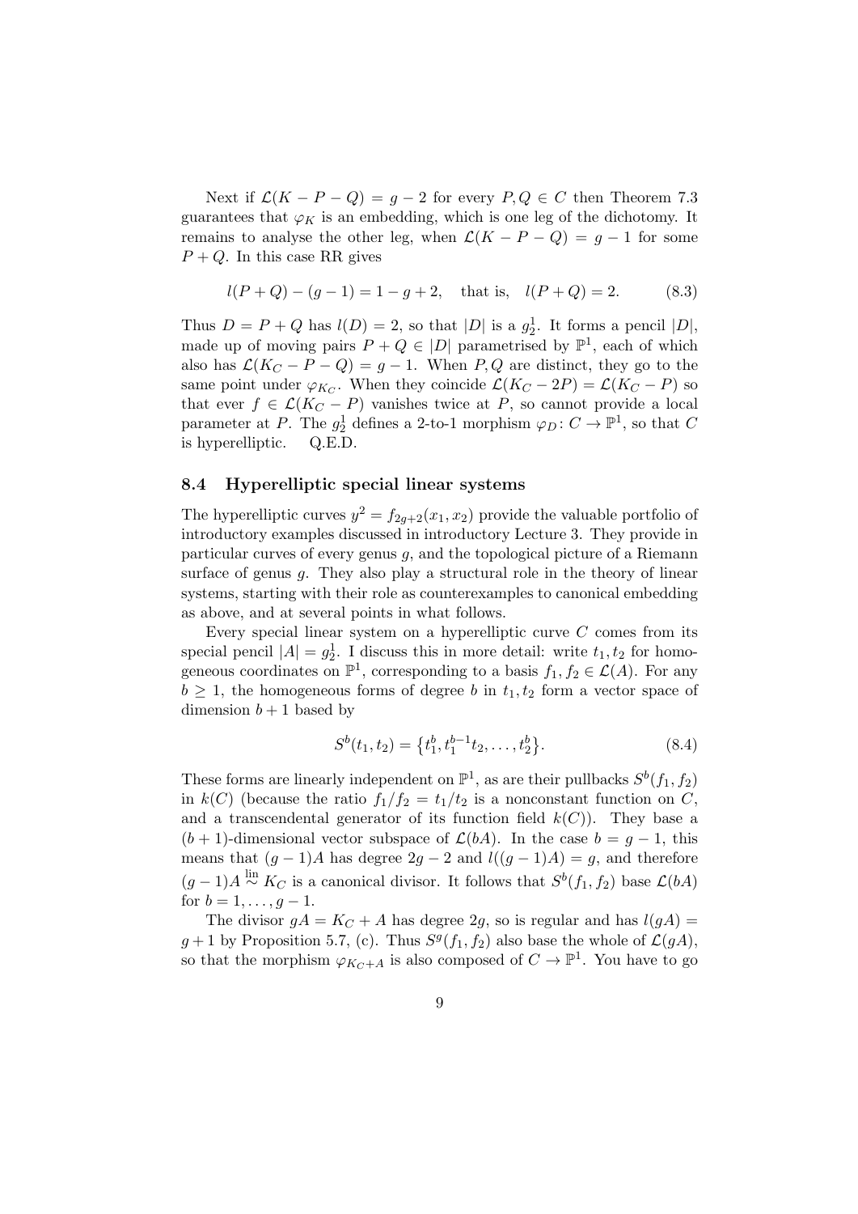Next if $\mathcal{L}(K-P-Q)=g-2$ for every $P,Q\in C$ then Theorem 7.3 guarantees that $\varphi_K$ is an embedding, which is one leg of the dichotomy. It remains to analyse the other leg, when $\mathcal{L}(K-P-Q)=g-1$ for some $P+Q$. In this case RR gives

$$l(P+Q)-(g-1)=1-g+2, \quad \text{that is,} \quad l(P+Q)=2. \tag{8.3}$$

Thus $D=P+Q$ has $l(D)=2$, so that $|D|$ is a $g^1_2$. It forms a pencil $|D|$, made up of moving pairs $P+Q\in|D|$ parametrised by $\mathbb{P}^1$, each of which also has $\mathcal{L}(K_C-P-Q)=g-1$. When $P,Q$ are distinct, they go to the same point under $\varphi_{K_C}$. When they coincide $\mathcal{L}(K_C-2P)=\mathcal{L}(K_C-P)$ so that ever $f\in\mathcal{L}(K_C-P)$ vanishes twice at $P$, so cannot provide a local parameter at $P$. The $g^1_2$ defines a 2-to-1 morphism $\varphi_D\colon C\to\mathbb{P}^1$, so that $C$ is hyperelliptic. Q.E.D.

### 8.4 Hyperelliptic special linear systems

The hyperelliptic curves $y^2=f_{2g+2}(x_1,x_2)$ provide the valuable portfolio of introductory examples discussed in introductory Lecture 3. They provide in particular curves of every genus $g$, and the topological picture of a Riemann surface of genus $g$. They also play a structural role in the theory of linear systems, starting with their role as counterexamples to canonical embedding as above, and at several points in what follows.

Every special linear system on a hyperelliptic curve $C$ comes from its special pencil $|A|=g^1_2$. I discuss this in more detail: write $t_1,t_2$ for homogeneous coordinates on $\mathbb{P}^1$, corresponding to a basis $f_1,f_2\in\mathcal{L}(A)$. For any $b\geq 1$, the homogeneous forms of degree $b$ in $t_1,t_2$ form a vector space of dimension $b+1$ based by

$$S^b(t_1,t_2)=\left\{t_1^b,t_1^{b-1}t_2,\dots,t_2^b\right\}. \tag{8.4}$$

These forms are linearly independent on $\mathbb{P}^1$, as are their pullbacks $S^b(f_1,f_2)$ in $k(C)$ (because the ratio $f_1/f_2=t_1/t_2$ is a nonconstant function on $C$, and a transcendental generator of its function field $k(C)$). They base a $(b+1)$-dimensional vector subspace of $\mathcal{L}(bA)$. In the case $b=g-1$, this means that $(g-1)A$ has degree $2g-2$ and $l((g-1)A)=g$, and therefore $(g-1)A\overset{\text{lin}}{\sim}K_C$ is a canonical divisor. It follows that $S^b(f_1,f_2)$ base $\mathcal{L}(bA)$ for $b=1,\dots,g-1$.

The divisor $gA=K_C+A$ has degree $2g$, so is regular and has $l(gA)=g+1$ by Proposition 5.7, (c). Thus $S^g(f_1,f_2)$ also base the whole of $\mathcal{L}(gA)$, so that the morphism $\varphi_{K_C+A}$ is also composed of $C\to\mathbb{P}^1$. You have to go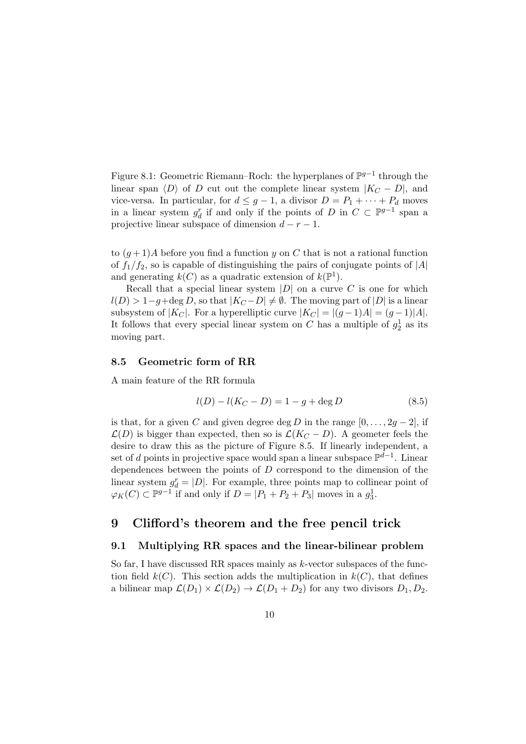Figure 8.1: Geometric Riemann–Roch: the hyperplanes of $\mathbb{P}^{g-1}$ through the linear span $\langle D \rangle$ of $D$ cut out the complete linear system $|K_C - D|$, and vice-versa. In particular, for $d \leq g-1$, a divisor $D = P_1 + \cdots + P_d$ moves in a linear system $g^r_d$ if and only if the points of $D$ in $C \subset \mathbb{P}^{g-1}$ span a projective linear subspace of dimension $d - r - 1$.

to $(g+1)A$ before you find a function $y$ on $C$ that is not a rational function of $f_1/f_2$, so is capable of distinguishing the pairs of conjugate points of $|A|$ and generating $k(C)$ as a quadratic extension of $k(\mathbb{P}^1)$.

Recall that a special linear system $|D|$ on a curve $C$ is one for which $l(D) > 1 - g + \deg D$, so that $|K_C - D| \neq \emptyset$. The moving part of $|D|$ is a linear subsystem of $|K_C|$. For a hyperelliptic curve $|K_C| = |(g-1)A| = (g-1)|A|$. It follows that every special linear system on $C$ has a multiple of $g^1_2$ as its moving part.

### 8.5 Geometric form of RR

A main feature of the RR formula

$$l(D) - l(K_C - D) = 1 - g + \deg D \tag{8.5}$$

is that, for a given $C$ and given degree $\deg D$ in the range $[0, \ldots, 2g-2]$, if $\mathcal{L}(D)$ is bigger than expected, then so is $\mathcal{L}(K_C - D)$. A geometer feels the desire to draw this as the picture of Figure 8.5. If linearly independent, a set of $d$ points in projective space would span a linear subspace $\mathbb{P}^{d-1}$. Linear dependences between the points of $D$ correspond to the dimension of the linear system $g^r_d = |D|$. For example, three points map to collinear point of $\varphi_K(C) \subset \mathbb{P}^{g-1}$ if and only if $D = |P_1 + P_2 + P_3|$ moves in a $g^1_3$.

## 9 Clifford's theorem and the free pencil trick

### 9.1 Multiplying RR spaces and the linear-bilinear problem

So far, I have discussed RR spaces mainly as $k$-vector subspaces of the function field $k(C)$. This section adds the multiplication in $k(C)$, that defines a bilinear map $\mathcal{L}(D_1) \times \mathcal{L}(D_2) \to \mathcal{L}(D_1 + D_2)$ for any two divisors $D_1, D_2$.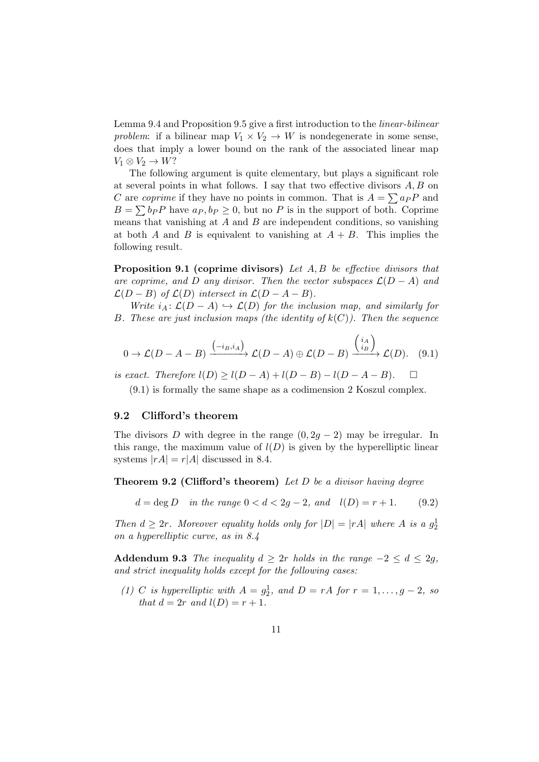Lemma 9.4 and Proposition 9.5 give a first introduction to the *linear-bilinear problem*: if a bilinear map $V_1 \times V_2 \to W$ is nondegenerate in some sense, does that imply a lower bound on the rank of the associated linear map $V_1 \otimes V_2 \to W$?

The following argument is quite elementary, but plays a significant role at several points in what follows. I say that two effective divisors $A, B$ on $C$ are *coprime* if they have no points in common. That is $A = \sum a_P P$ and $B = \sum b_P P$ have $a_P, b_P \geq 0$, but no $P$ is in the support of both. Coprime means that vanishing at $A$ and $B$ are independent conditions, so vanishing at both $A$ and $B$ is equivalent to vanishing at $A + B$. This implies the following result.

**Proposition 9.1 (coprime divisors)** *Let $A, B$ be effective divisors that are coprime, and $D$ any divisor. Then the vector subspaces $\mathcal{L}(D - A)$ and $\mathcal{L}(D - B)$ of $\mathcal{L}(D)$ intersect in $\mathcal{L}(D - A - B)$.*

*Write $i_A \colon \mathcal{L}(D - A) \hookrightarrow \mathcal{L}(D)$ for the inclusion map, and similarly for $B$. These are just inclusion maps (the identity of $k(C)$). Then the sequence*

$$0 \to \mathcal{L}(D - A - B) \xrightarrow{\left(-i_B, i_A\right)} \mathcal{L}(D - A) \oplus \mathcal{L}(D - B) \xrightarrow{\binom{i_A}{i_B}} \mathcal{L}(D). \quad (9.1)$$

*is exact. Therefore $l(D) \geq l(D - A) + l(D - B) - l(D - A - B)$.* $\square$

(9.1) is formally the same shape as a codimension 2 Koszul complex.

## 9.2 Clifford's theorem

The divisors $D$ with degree in the range $(0, 2g - 2)$ may be irregular. In this range, the maximum value of $l(D)$ is given by the hyperelliptic linear systems $|rA| = r|A|$ discussed in 8.4.

**Theorem 9.2 (Clifford's theorem)** *Let $D$ be a divisor having degree*

$$d = \deg D \quad \text{in the range } 0 < d < 2g - 2, \text{ and} \quad l(D) = r + 1. \quad (9.2)$$

*Then $d \geq 2r$. Moreover equality holds only for $|D| = |rA|$ where $A$ is a $g^1_2$ on a hyperelliptic curve, as in 8.4*

**Addendum 9.3** *The inequality $d \geq 2r$ holds in the range $-2 \leq d \leq 2g$, and strict inequality holds except for the following cases:*

*(1) $C$ is hyperelliptic with $A = g^1_2$, and $D = rA$ for $r = 1, \dots, g - 2$, so that $d = 2r$ and $l(D) = r + 1$.*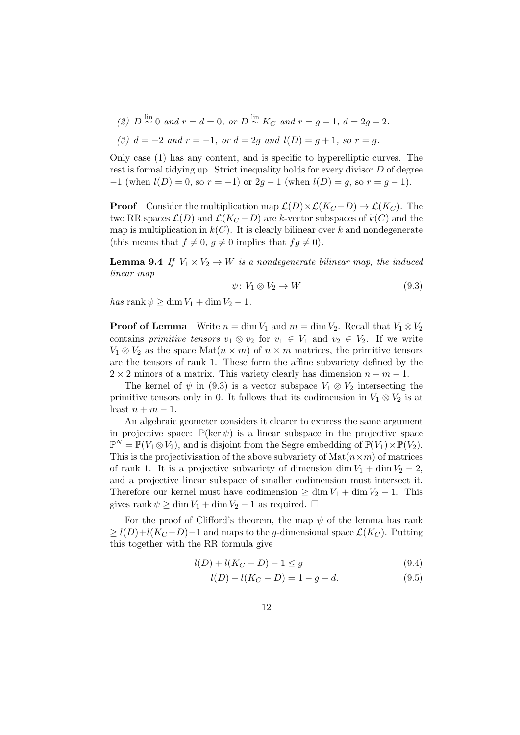*(2) $D \overset{\text{lin}}{\sim} 0$ and $r = d = 0$, or $D \overset{\text{lin}}{\sim} K_C$ and $r = g-1$, $d = 2g-2$.*

*(3) $d = -2$ and $r = -1$, or $d = 2g$ and $l(D) = g+1$, so $r = g$.*

Only case (1) has any content, and is specific to hyperelliptic curves. The rest is formal tidying up. Strict inequality holds for every divisor $D$ of degree $-1$ (when $l(D) = 0$, so $r = -1$) or $2g-1$ (when $l(D) = g$, so $r = g-1$).

**Proof** Consider the multiplication map $\mathcal{L}(D) \times \mathcal{L}(K_C - D) \to \mathcal{L}(K_C)$. The two RR spaces $\mathcal{L}(D)$ and $\mathcal{L}(K_C - D)$ are $k$-vector subspaces of $k(C)$ and the map is multiplication in $k(C)$. It is clearly bilinear over $k$ and nondegenerate (this means that $f \neq 0$, $g \neq 0$ implies that $fg \neq 0$).

**Lemma 9.4** *If $V_1 \times V_2 \to W$ is a nondegenerate bilinear map, the induced linear map*

$$\psi \colon V_1 \otimes V_2 \to W \tag{9.3}$$

*has* $\operatorname{rank} \psi \geq \dim V_1 + \dim V_2 - 1$.

**Proof of Lemma** Write $n = \dim V_1$ and $m = \dim V_2$. Recall that $V_1 \otimes V_2$ contains *primitive tensors* $v_1 \otimes v_2$ for $v_1 \in V_1$ and $v_2 \in V_2$. If we write $V_1 \otimes V_2$ as the space $\operatorname{Mat}(n \times m)$ of $n \times m$ matrices, the primitive tensors are the tensors of rank 1. These form the affine subvariety defined by the $2 \times 2$ minors of a matrix. This variety clearly has dimension $n + m - 1$.

The kernel of $\psi$ in (9.3) is a vector subspace $V_1 \otimes V_2$ intersecting the primitive tensors only in 0. It follows that its codimension in $V_1 \otimes V_2$ is at least $n + m - 1$.

An algebraic geometer considers it clearer to express the same argument in projective space: $\mathbb{P}(\ker \psi)$ is a linear subspace in the projective space $\mathbb{P}^N = \mathbb{P}(V_1 \otimes V_2)$, and is disjoint from the Segre embedding of $\mathbb{P}(V_1) \times \mathbb{P}(V_2)$. This is the projectivisation of the above subvariety of $\operatorname{Mat}(n \times m)$ of matrices of rank 1. It is a projective subvariety of dimension $\dim V_1 + \dim V_2 - 2$, and a projective linear subspace of smaller codimension must intersect it. Therefore our kernel must have codimension $\geq \dim V_1 + \dim V_2 - 1$. This gives $\operatorname{rank} \psi \geq \dim V_1 + \dim V_2 - 1$ as required. $\square$

For the proof of Clifford's theorem, the map $\psi$ of the lemma has rank $\geq l(D) + l(K_C - D) - 1$ and maps to the $g$-dimensional space $\mathcal{L}(K_C)$. Putting this together with the RR formula give

$$l(D) + l(K_C - D) - 1 \leq g \tag{9.4}$$

$$l(D) - l(K_C - D) = 1 - g + d. \tag{9.5}$$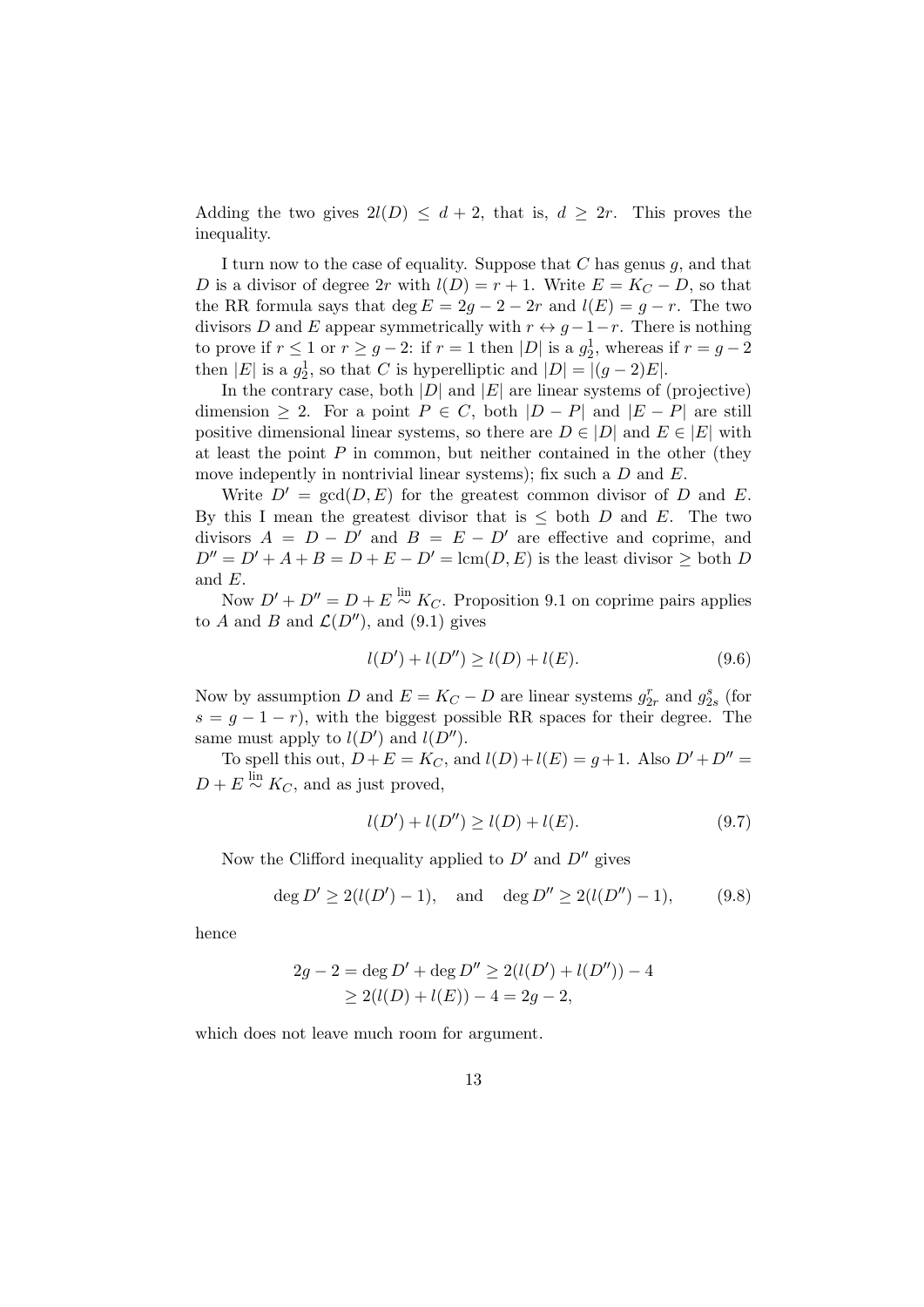Adding the two gives $2l(D) \leq d + 2$, that is, $d \geq 2r$. This proves the inequality.

I turn now to the case of equality. Suppose that $C$ has genus $g$, and that $D$ is a divisor of degree $2r$ with $l(D) = r + 1$. Write $E = K_C - D$, so that the RR formula says that $\deg E = 2g - 2 - 2r$ and $l(E) = g - r$. The two divisors $D$ and $E$ appear symmetrically with $r \leftrightarrow g-1-r$. There is nothing to prove if $r \leq 1$ or $r \geq g - 2$: if $r = 1$ then $|D|$ is a $g^1_2$, whereas if $r = g - 2$ then $|E|$ is a $g^1_2$, so that $C$ is hyperelliptic and $|D| = |(g - 2)E|$.

In the contrary case, both $|D|$ and $|E|$ are linear systems of (projective) dimension $\geq 2$. For a point $P \in C$, both $|D - P|$ and $|E - P|$ are still positive dimensional linear systems, so there are $D \in |D|$ and $E \in |E|$ with at least the point $P$ in common, but neither contained in the other (they move indepently in nontrivial linear systems); fix such a $D$ and $E$.

Write $D' = \gcd(D, E)$ for the greatest common divisor of $D$ and $E$. By this I mean the greatest divisor that is $\leq$ both $D$ and $E$. The two divisors $A = D - D'$ and $B = E - D'$ are effective and coprime, and $D'' = D' + A + B = D + E - D' = \operatorname{lcm}(D, E)$ is the least divisor $\geq$ both $D$ and $E$.

Now $D' + D'' = D + E \overset{\text{lin}}{\sim} K_C$. Proposition 9.1 on coprime pairs applies to $A$ and $B$ and $\mathcal{L}(D'')$, and (9.1) gives

$$l(D') + l(D'') \geq l(D) + l(E). \tag{9.6}$$

Now by assumption $D$ and $E = K_C - D$ are linear systems $g^r_{2r}$ and $g^s_{2s}$ (for $s = g - 1 - r$), with the biggest possible RR spaces for their degree. The same must apply to $l(D')$ and $l(D'')$.

To spell this out, $D + E = K_C$, and $l(D) + l(E) = g + 1$. Also $D' + D'' = D + E \overset{\text{lin}}{\sim} K_C$, and as just proved,

$$l(D') + l(D'') \geq l(D) + l(E). \tag{9.7}$$

Now the Clifford inequality applied to $D'$ and $D''$ gives

$$\deg D' \geq 2(l(D') - 1), \quad \text{and} \quad \deg D'' \geq 2(l(D'') - 1), \tag{9.8}$$

hence

$$\begin{aligned} 2g - 2 = \deg D' + \deg D'' &\geq 2(l(D') + l(D'')) - 4 \\ &\geq 2(l(D) + l(E)) - 4 = 2g - 2, \end{aligned}$$

which does not leave much room for argument.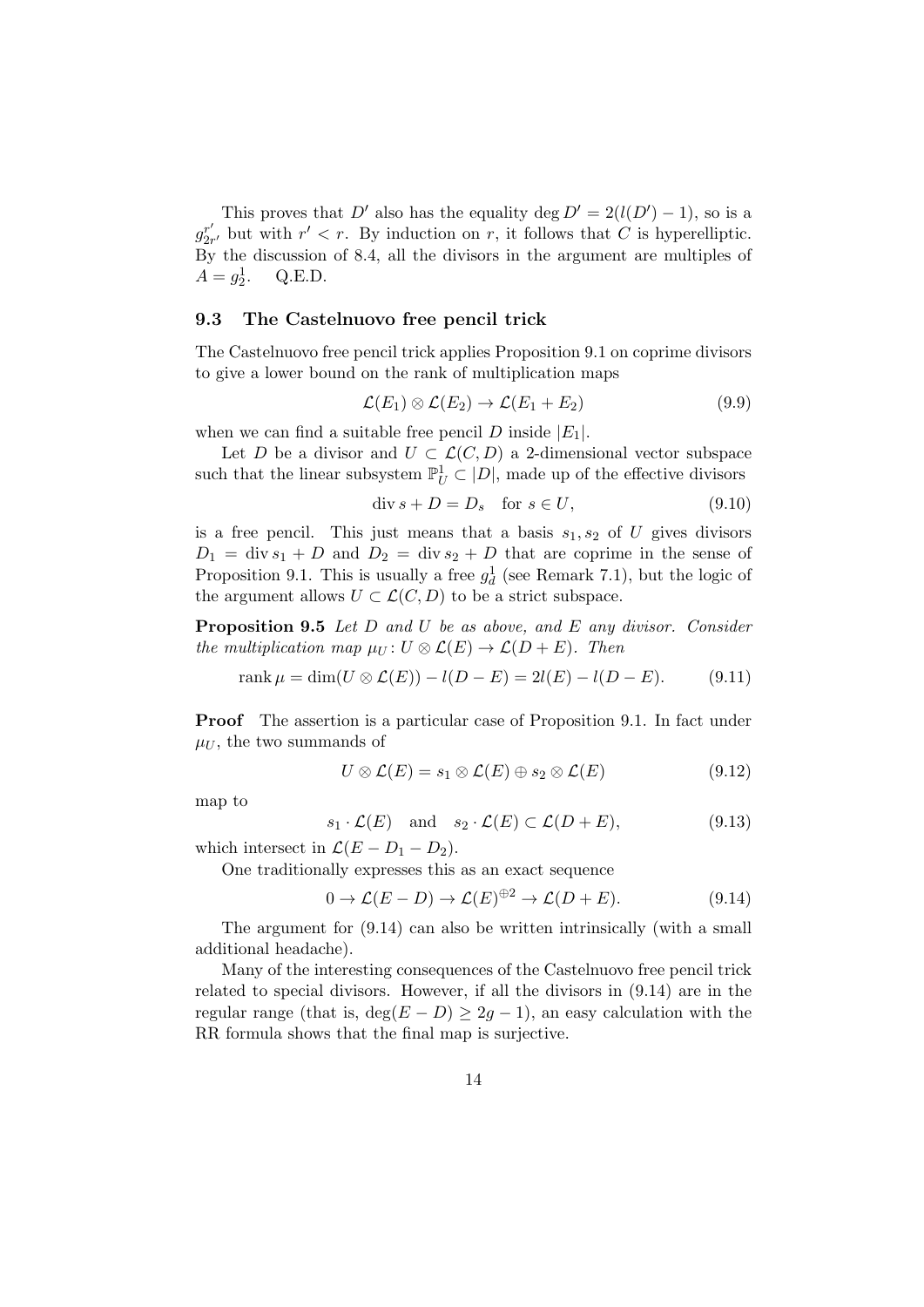This proves that $D'$ also has the equality $\deg D' = 2(l(D') - 1)$, so is a $g^{r'}_{2r'}$ but with $r' < r$. By induction on $r$, it follows that $C$ is hyperelliptic. By the discussion of 8.4, all the divisors in the argument are multiples of $A = g^1_2$. Q.E.D.

### 9.3 The Castelnuovo free pencil trick

The Castelnuovo free pencil trick applies Proposition 9.1 on coprime divisors to give a lower bound on the rank of multiplication maps

$$\mathcal{L}(E_1) \otimes \mathcal{L}(E_2) \to \mathcal{L}(E_1 + E_2) \tag{9.9}$$

when we can find a suitable free pencil $D$ inside $|E_1|$.

Let $D$ be a divisor and $U \subset \mathcal{L}(C, D)$ a 2-dimensional vector subspace such that the linear subsystem $\mathbb{P}^1_U \subset |D|$, made up of the effective divisors

$$\operatorname{div} s + D = D_s \quad \text{for } s \in U, \tag{9.10}$$

is a free pencil. This just means that a basis $s_1, s_2$ of $U$ gives divisors $D_1 = \operatorname{div} s_1 + D$ and $D_2 = \operatorname{div} s_2 + D$ that are coprime in the sense of Proposition 9.1. This is usually a free $g^1_d$ (see Remark 7.1), but the logic of the argument allows $U \subset \mathcal{L}(C, D)$ to be a strict subspace.

**Proposition 9.5** *Let $D$ and $U$ be as above, and $E$ any divisor. Consider the multiplication map $\mu_U \colon U \otimes \mathcal{L}(E) \to \mathcal{L}(D + E)$. Then*

$$\operatorname{rank} \mu = \dim(U \otimes \mathcal{L}(E)) - l(D - E) = 2l(E) - l(D - E). \tag{9.11}$$

**Proof** The assertion is a particular case of Proposition 9.1. In fact under $\mu_U$, the two summands of

$$U \otimes \mathcal{L}(E) = s_1 \otimes \mathcal{L}(E) \oplus s_2 \otimes \mathcal{L}(E) \tag{9.12}$$

map to

$$s_1 \cdot \mathcal{L}(E) \quad \text{and} \quad s_2 \cdot \mathcal{L}(E) \subset \mathcal{L}(D + E), \tag{9.13}$$

which intersect in $\mathcal{L}(E - D_1 - D_2)$.

One traditionally expresses this as an exact sequence

$$0 \to \mathcal{L}(E - D) \to \mathcal{L}(E)^{\oplus 2} \to \mathcal{L}(D + E). \tag{9.14}$$

The argument for (9.14) can also be written intrinsically (with a small additional headache).

Many of the interesting consequences of the Castelnuovo free pencil trick related to special divisors. However, if all the divisors in (9.14) are in the regular range (that is, $\deg(E - D) \geq 2g - 1$), an easy calculation with the RR formula shows that the final map is surjective.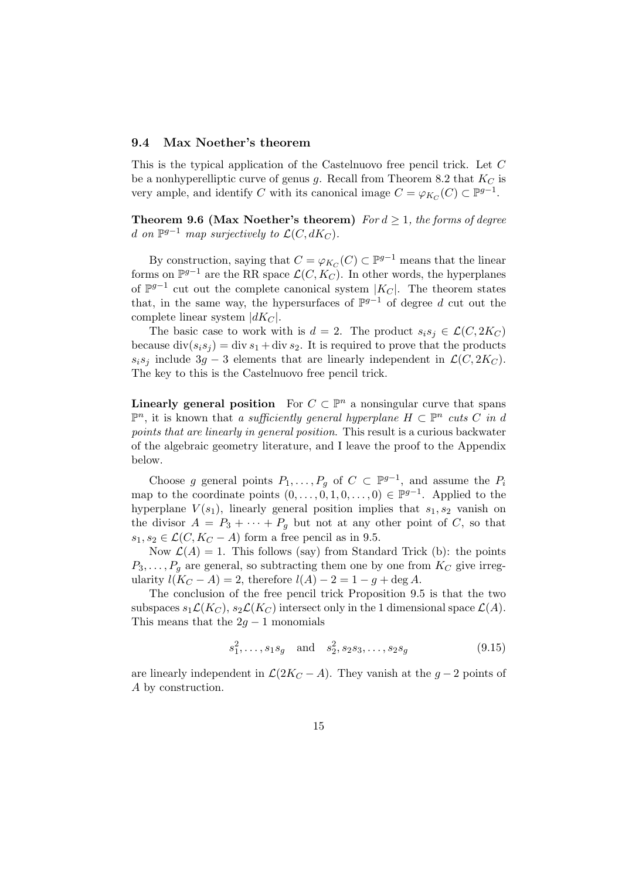### 9.4 Max Noether's theorem

This is the typical application of the Castelnuovo free pencil trick. Let $C$ be a nonhyperelliptic curve of genus $g$. Recall from Theorem 8.2 that $K_C$ is very ample, and identify $C$ with its canonical image $C = \varphi_{K_C}(C) \subset \mathbb{P}^{g-1}$.

**Theorem 9.6 (Max Noether's theorem)** *For $d \geq 1$, the forms of degree $d$ on $\mathbb{P}^{g-1}$ map surjectively to $\mathcal{L}(C, dK_C)$.*

By construction, saying that $C = \varphi_{K_C}(C) \subset \mathbb{P}^{g-1}$ means that the linear forms on $\mathbb{P}^{g-1}$ are the RR space $\mathcal{L}(C, K_C)$. In other words, the hyperplanes of $\mathbb{P}^{g-1}$ cut out the complete canonical system $|K_C|$. The theorem states that, in the same way, the hypersurfaces of $\mathbb{P}^{g-1}$ of degree $d$ cut out the complete linear system $|dK_C|$.

The basic case to work with is $d = 2$. The product $s_i s_j \in \mathcal{L}(C, 2K_C)$ because $\operatorname{div}(s_i s_j) = \operatorname{div} s_1 + \operatorname{div} s_2$. It is required to prove that the products $s_i s_j$ include $3g - 3$ elements that are linearly independent in $\mathcal{L}(C, 2K_C)$. The key to this is the Castelnuovo free pencil trick.

**Linearly general position** For $C \subset \mathbb{P}^n$ a nonsingular curve that spans $\mathbb{P}^n$, it is known that *a sufficiently general hyperplane $H \subset \mathbb{P}^n$ cuts $C$ in $d$ points that are linearly in general position*. This result is a curious backwater of the algebraic geometry literature, and I leave the proof to the Appendix below.

Choose $g$ general points $P_1, \dots, P_g$ of $C \subset \mathbb{P}^{g-1}$, and assume the $P_i$ map to the coordinate points $(0, \dots, 0, 1, 0, \dots, 0) \in \mathbb{P}^{g-1}$. Applied to the hyperplane $V(s_1)$, linearly general position implies that $s_1, s_2$ vanish on the divisor $A = P_3 + \cdots + P_g$ but not at any other point of $C$, so that $s_1, s_2 \in \mathcal{L}(C, K_C - A)$ form a free pencil as in 9.5.

Now $\mathcal{L}(A) = 1$. This follows (say) from Standard Trick (b): the points $P_3, \dots, P_g$ are general, so subtracting them one by one from $K_C$ give irregularity $l(K_C - A) = 2$, therefore $l(A) - 2 = 1 - g + \deg A$.

The conclusion of the free pencil trick Proposition 9.5 is that the two subspaces $s_1 \mathcal{L}(K_C)$, $s_2 \mathcal{L}(K_C)$ intersect only in the 1 dimensional space $\mathcal{L}(A)$. This means that the $2g - 1$ monomials

$$s_1^2, \dots, s_1 s_g \quad \text{and} \quad s_2^2, s_2 s_3, \dots, s_2 s_g \tag{9.15}$$

are linearly independent in $\mathcal{L}(2K_C - A)$. They vanish at the $g - 2$ points of $A$ by construction.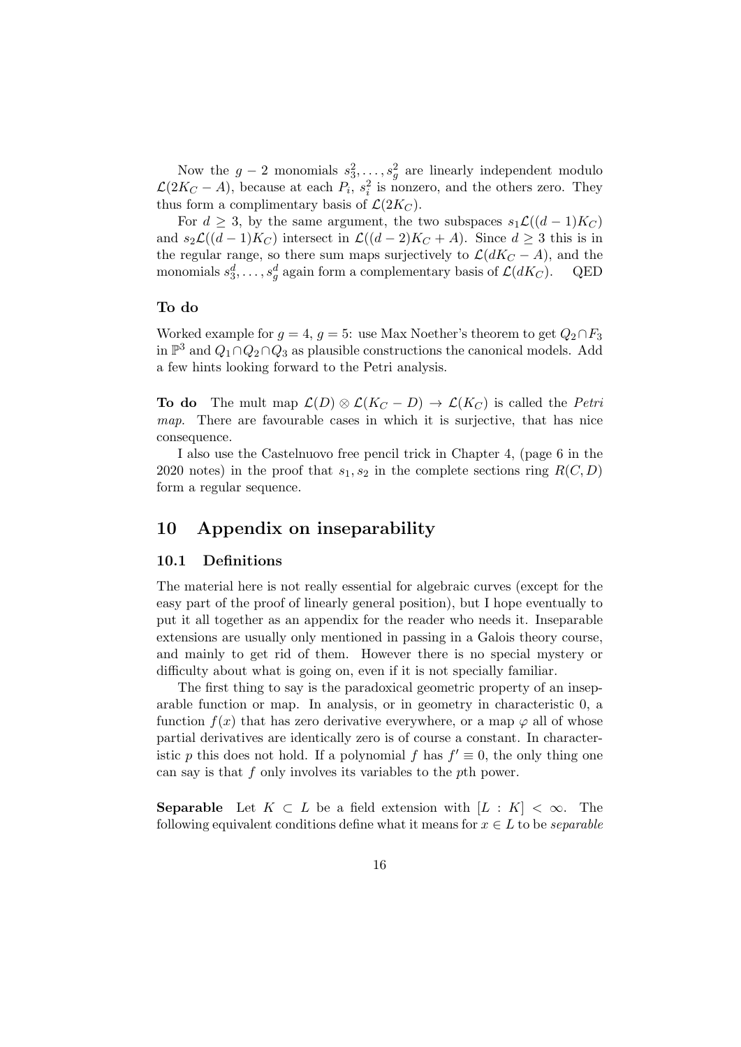Now the $g-2$ monomials $s_3^2, \dots, s_g^2$ are linearly independent modulo $\mathcal{L}(2K_C - A)$, because at each $P_i$, $s_i^2$ is nonzero, and the others zero. They thus form a complimentary basis of $\mathcal{L}(2K_C)$.

For $d \geq 3$, by the same argument, the two subspaces $s_1\mathcal{L}((d-1)K_C)$ and $s_2\mathcal{L}((d-1)K_C)$ intersect in $\mathcal{L}((d-2)K_C + A)$. Since $d \geq 3$ this is in the regular range, so there sum maps surjectively to $\mathcal{L}(dK_C - A)$, and the monomials $s_3^d, \dots, s_g^d$ again form a complementary basis of $\mathcal{L}(dK_C)$. QED

#### To do

Worked example for $g = 4$, $g = 5$: use Max Noether's theorem to get $Q_2 \cap F_3$ in $\mathbb{P}^3$ and $Q_1 \cap Q_2 \cap Q_3$ as plausible constructions the canonical models. Add a few hints looking forward to the Petri analysis.

**To do** The mult map $\mathcal{L}(D) \otimes \mathcal{L}(K_C - D) \to \mathcal{L}(K_C)$ is called the *Petri map*. There are favourable cases in which it is surjective, that has nice consequence.

I also use the Castelnuovo free pencil trick in Chapter 4, (page 6 in the 2020 notes) in the proof that $s_1, s_2$ in the complete sections ring $R(C, D)$ form a regular sequence.

## 10 Appendix on inseparability

### 10.1 Definitions

The material here is not really essential for algebraic curves (except for the easy part of the proof of linearly general position), but I hope eventually to put it all together as an appendix for the reader who needs it. Inseparable extensions are usually only mentioned in passing in a Galois theory course, and mainly to get rid of them. However there is no special mystery or difficulty about what is going on, even if it is not specially familiar.

The first thing to say is the paradoxical geometric property of an inseparable function or map. In analysis, or in geometry in characteristic 0, a function $f(x)$ that has zero derivative everywhere, or a map $\varphi$ all of whose partial derivatives are identically zero is of course a constant. In characteristic $p$ this does not hold. If a polynomial $f$ has $f' \equiv 0$, the only thing one can say is that $f$ only involves its variables to the $p$th power.

**Separable** Let $K \subset L$ be a field extension with $[L : K] < \infty$. The following equivalent conditions define what it means for $x \in L$ to be *separable*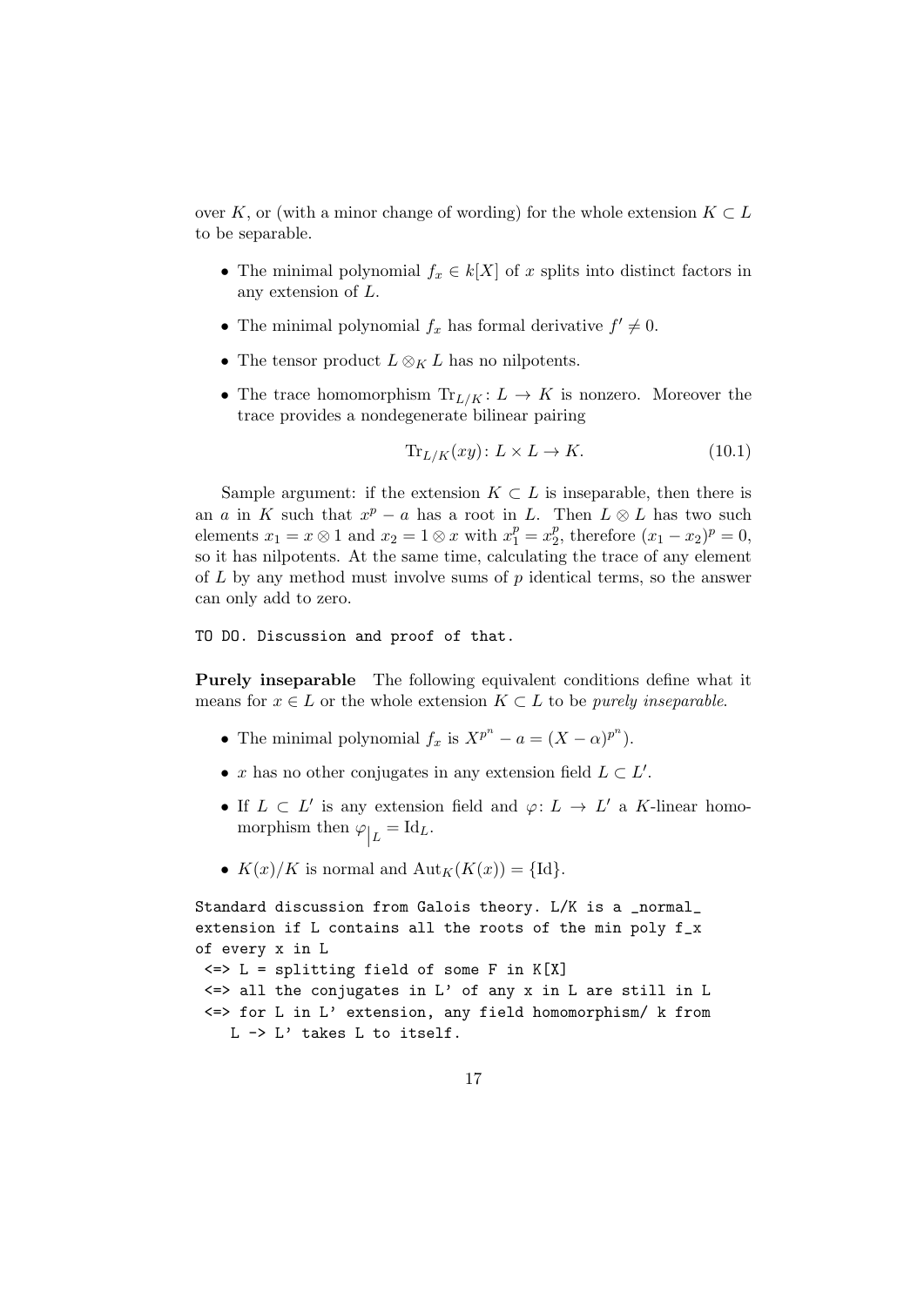over $K$, or (with a minor change of wording) for the whole extension $K \subset L$ to be separable.

- The minimal polynomial $f_x \in k[X]$ of $x$ splits into distinct factors in any extension of $L$.
- The minimal polynomial $f_x$ has formal derivative $f' \neq 0$.
- The tensor product $L \otimes_K L$ has no nilpotents.
- The trace homomorphism $\mathrm{Tr}_{L/K} \colon L \to K$ is nonzero. Moreover the trace provides a nondegenerate bilinear pairing

$$\mathrm{Tr}_{L/K}(xy) \colon L \times L \to K. \tag{10.1}$$

Sample argument: if the extension $K \subset L$ is inseparable, then there is an $a$ in $K$ such that $x^p - a$ has a root in $L$. Then $L \otimes L$ has two such elements $x_1 = x \otimes 1$ and $x_2 = 1 \otimes x$ with $x_1^p = x_2^p$, therefore $(x_1 - x_2)^p = 0$, so it has nilpotents. At the same time, calculating the trace of any element of $L$ by any method must involve sums of $p$ identical terms, so the answer can only add to zero.

```
TO DO. Discussion and proof of that.
```

**Purely inseparable** The following equivalent conditions define what it means for $x \in L$ or the whole extension $K \subset L$ to be *purely inseparable*.

- The minimal polynomial $f_x$ is $X^{p^n} - a = (X - \alpha)^{p^n})$.
- $x$ has no other conjugates in any extension field $L \subset L'$.
- If $L \subset L'$ is any extension field and $\varphi \colon L \to L'$ a $K$-linear homomorphism then $\varphi_{|L} = \mathrm{Id}_L$.
- $K(x)/K$ is normal and $\mathrm{Aut}_K(K(x)) = \{\mathrm{Id}\}$.

```
Standard discussion from Galois theory. L/K is a _normal_
extension if L contains all the roots of the min poly f_x
of every x in L
 <=> L = splitting field of some F in K[X]
 <=> all the conjugates in L' of any x in L are still in L
 <=> for L in L' extension, any field homomorphism/ k from
    L -> L' takes L to itself.
```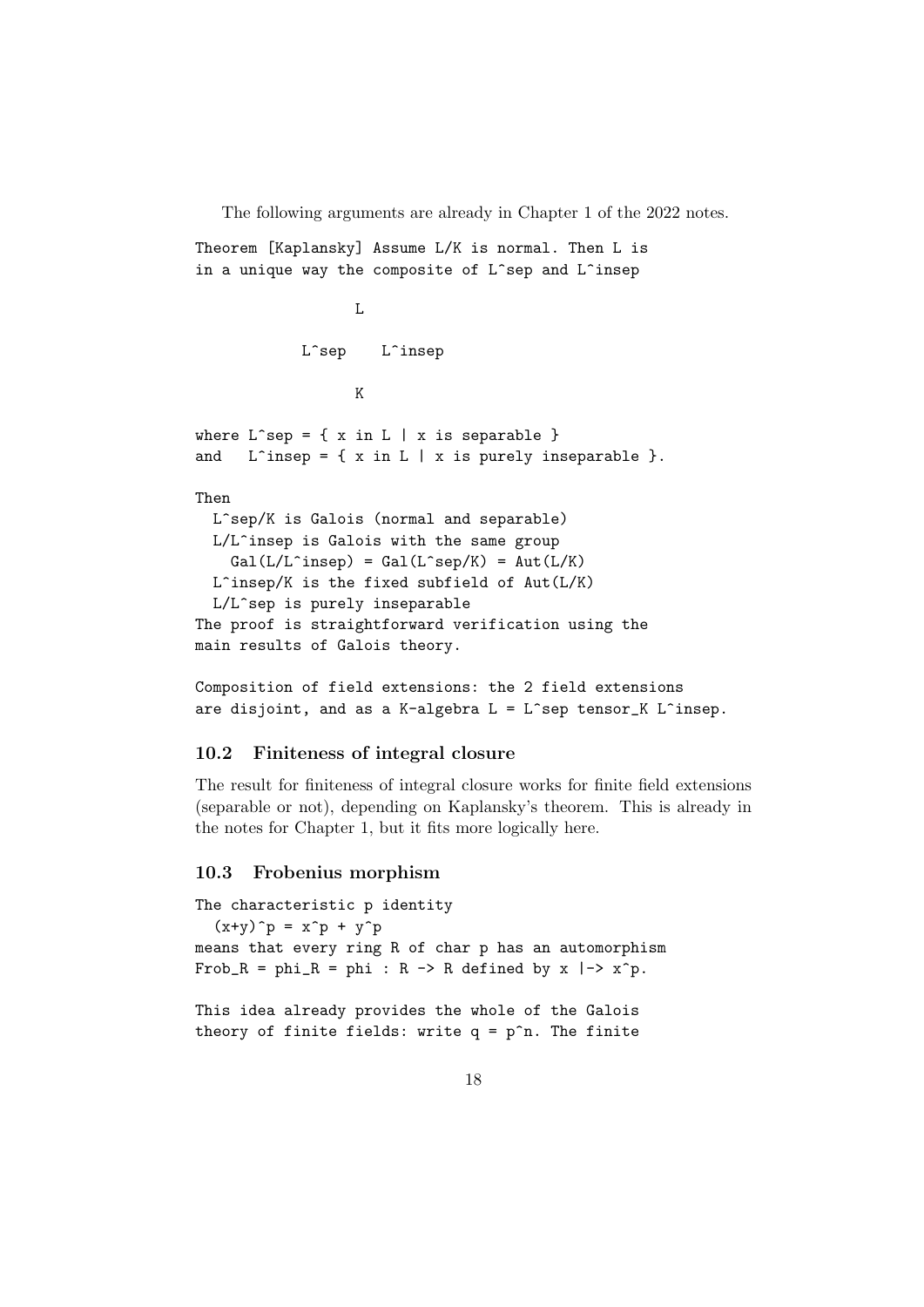The following arguments are already in Chapter 1 of the 2022 notes.

```
Theorem [Kaplansky] Assume L/K is normal. Then L is
in a unique way the composite of L^sep and L^insep

                 L

           L^sep    L^insep

                 K

where L^sep = { x in L | x is separable }
and   L^insep = { x in L | x is purely inseparable }.

Then
  L^sep/K is Galois (normal and separable)
  L/L^insep is Galois with the same group
    Gal(L/L^insep) = Gal(L^sep/K) = Aut(L/K)
  L^insep/K is the fixed subfield of Aut(L/K)
  L/L^sep is purely inseparable
The proof is straightforward verification using the
main results of Galois theory.

Composition of field extensions: the 2 field extensions
are disjoint, and as a K-algebra L = L^sep tensor_K L^insep.
```

### 10.2 Finiteness of integral closure

The result for finiteness of integral closure works for finite field extensions (separable or not), depending on Kaplansky's theorem. This is already in the notes for Chapter 1, but it fits more logically here.

### 10.3 Frobenius morphism

```
The characteristic p identity
  (x+y)^p = x^p + y^p
means that every ring R of char p has an automorphism
Frob_R = phi_R = phi : R -> R defined by x |-> x^p.

This idea already provides the whole of the Galois
theory of finite fields: write q = p^n. The finite
```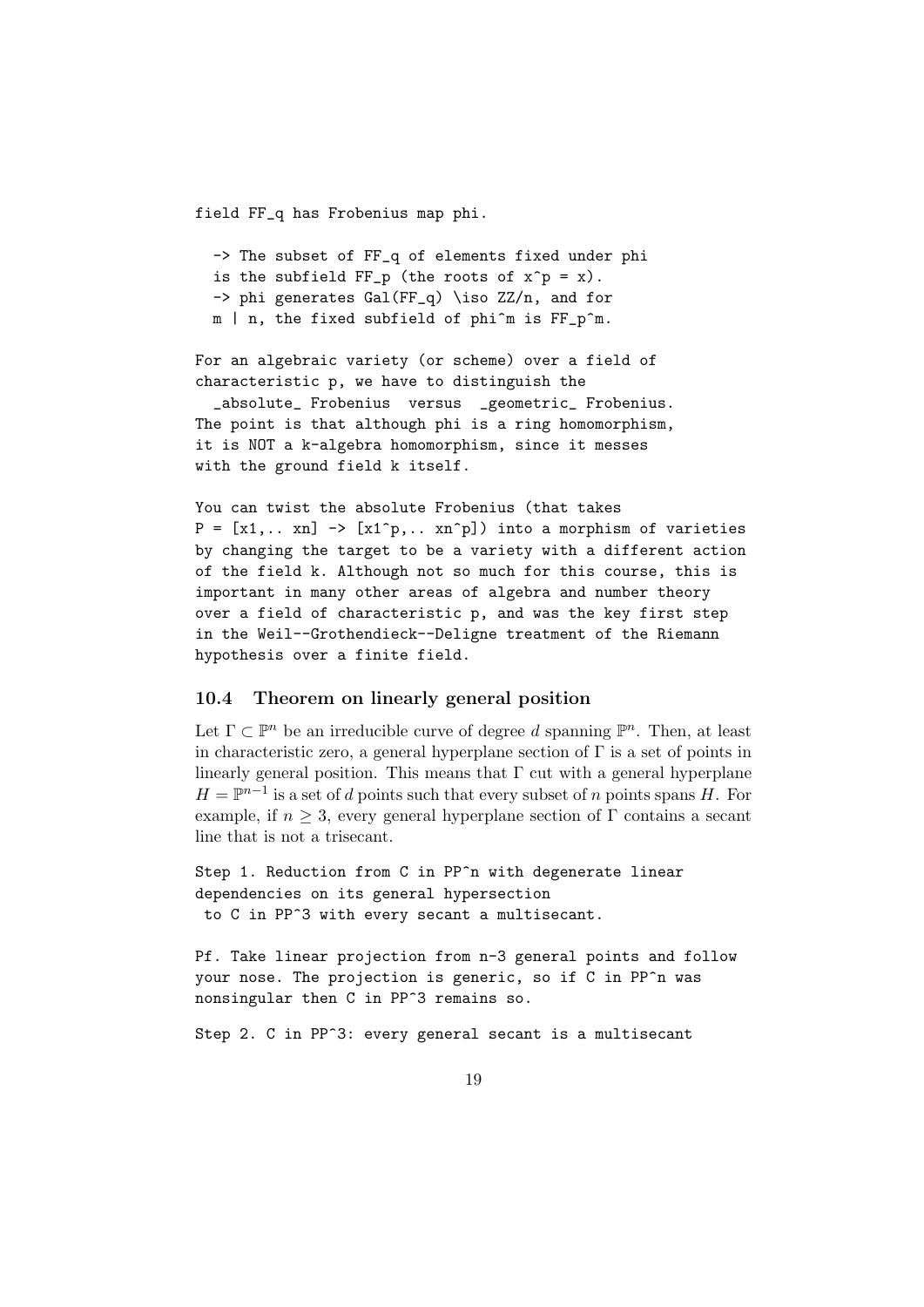```
field FF_q has Frobenius map phi.

  -> The subset of FF_q of elements fixed under phi
  is the subfield FF_p (the roots of x^p = x).
  -> phi generates Gal(FF_q) \iso ZZ/n, and for
  m | n, the fixed subfield of phi^m is FF_p^m.

For an algebraic variety (or scheme) over a field of
characteristic p, we have to distinguish the
  _absolute_ Frobenius  versus  _geometric_ Frobenius.
The point is that although phi is a ring homomorphism,
it is NOT a k-algebra homomorphism, since it messes
with the ground field k itself.

You can twist the absolute Frobenius (that takes
P = [x1,.. xn] -> [x1^p,.. xn^p]) into a morphism of varieties
by changing the target to be a variety with a different action
of the field k. Although not so much for this course, this is
important in many other areas of algebra and number theory
over a field of characteristic p, and was the key first step
in the Weil--Grothendieck--Deligne treatment of the Riemann
hypothesis over a finite field.
```

### 10.4 Theorem on linearly general position

Let $\Gamma \subset \mathbb{P}^n$ be an irreducible curve of degree $d$ spanning $\mathbb{P}^n$. Then, at least in characteristic zero, a general hyperplane section of $\Gamma$ is a set of points in linearly general position. This means that $\Gamma$ cut with a general hyperplane $H = \mathbb{P}^{n-1}$ is a set of $d$ points such that every subset of $n$ points spans $H$. For example, if $n \geq 3$, every general hyperplane section of $\Gamma$ contains a secant line that is not a trisecant.

```
Step 1. Reduction from C in PP^n with degenerate linear
dependencies on its general hypersection
 to C in PP^3 with every secant a multisecant.

Pf. Take linear projection from n-3 general points and follow
your nose. The projection is generic, so if C in PP^n was
nonsingular then C in PP^3 remains so.

Step 2. C in PP^3: every general secant is a multisecant
```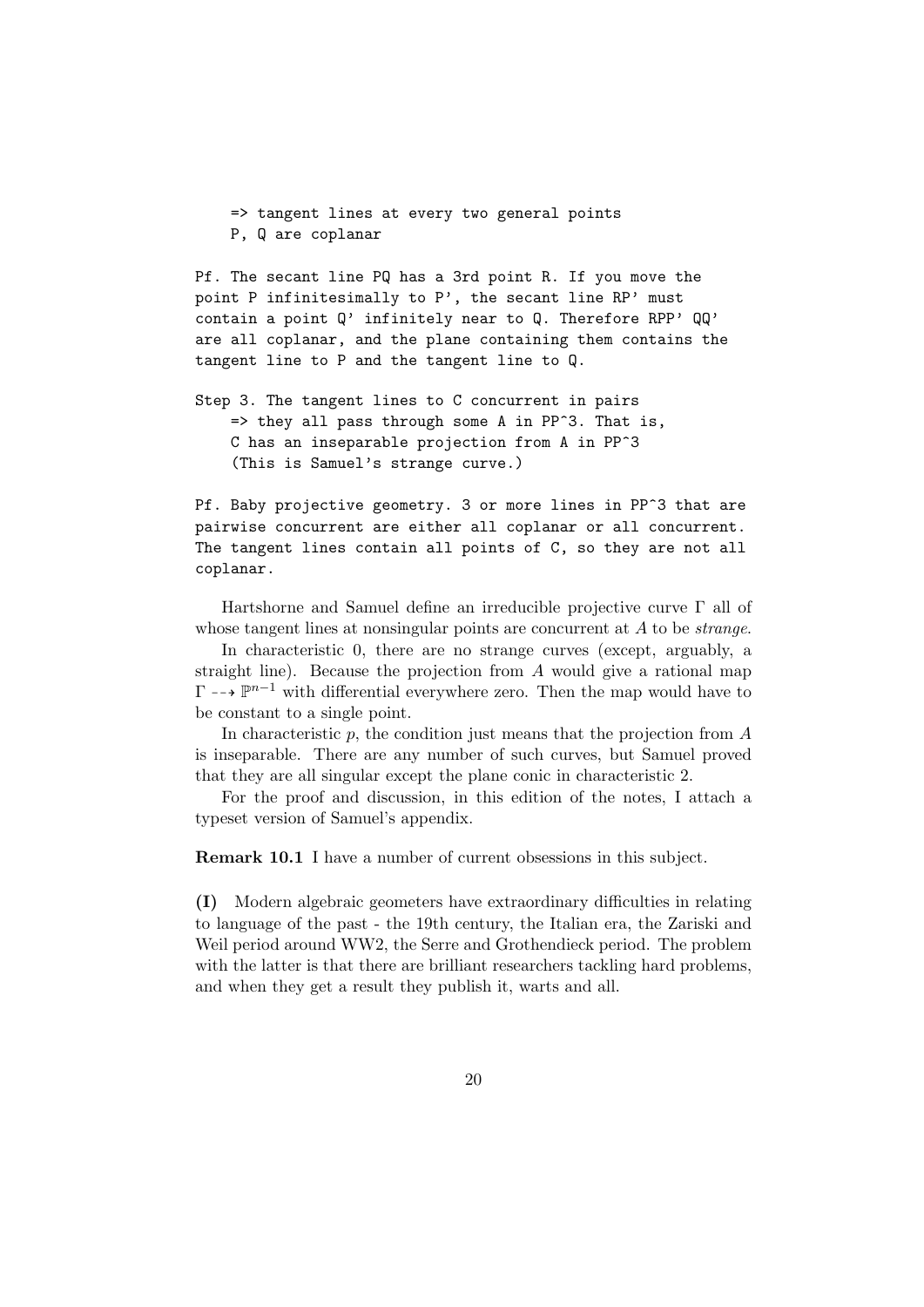```
    => tangent lines at every two general points
    P, Q are coplanar

Pf. The secant line PQ has a 3rd point R. If you move the
point P infinitesimally to P', the secant line RP' must
contain a point Q' infinitely near to Q. Therefore RPP' QQ'
are all coplanar, and the plane containing them contains the
tangent line to P and the tangent line to Q.

Step 3. The tangent lines to C concurrent in pairs
    => they all pass through some A in PP^3. That is,
    C has an inseparable projection from A in PP^3
    (This is Samuel's strange curve.)

Pf. Baby projective geometry. 3 or more lines in PP^3 that are
pairwise concurrent are either all coplanar or all concurrent.
The tangent lines contain all points of C, so they are not all
coplanar.
```

Hartshorne and Samuel define an irreducible projective curve $\Gamma$ all of whose tangent lines at nonsingular points are concurrent at $A$ to be *strange*.

In characteristic 0, there are no strange curves (except, arguably, a straight line). Because the projection from $A$ would give a rational map $\Gamma \dashrightarrow \mathbb{P}^{n-1}$ with differential everywhere zero. Then the map would have to be constant to a single point.

In characteristic $p$, the condition just means that the projection from $A$ is inseparable. There are any number of such curves, but Samuel proved that they are all singular except the plane conic in characteristic 2.

For the proof and discussion, in this edition of the notes, I attach a typeset version of Samuel's appendix.

**Remark 10.1** I have a number of current obsessions in this subject.

**(I)** Modern algebraic geometers have extraordinary difficulties in relating to language of the past - the 19th century, the Italian era, the Zariski and Weil period around WW2, the Serre and Grothendieck period. The problem with the latter is that there are brilliant researchers tackling hard problems, and when they get a result they publish it, warts and all.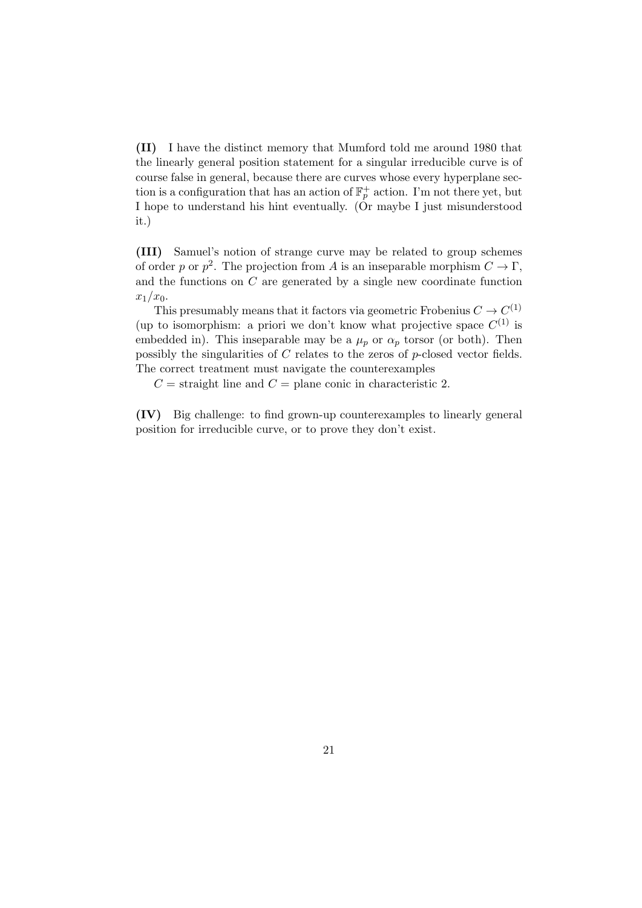**(II)** I have the distinct memory that Mumford told me around 1980 that the linearly general position statement for a singular irreducible curve is of course false in general, because there are curves whose every hyperplane section is a configuration that has an action of $\mathbb{F}_p^+$ action. I'm not there yet, but I hope to understand his hint eventually. (Or maybe I just misunderstood it.)

**(III)** Samuel's notion of strange curve may be related to group schemes of order $p$ or $p^2$. The projection from $A$ is an inseparable morphism $C \to \Gamma$, and the functions on $C$ are generated by a single new coordinate function $x_1/x_0$.

This presumably means that it factors via geometric Frobenius $C \to C^{(1)}$ (up to isomorphism: a priori we don't know what projective space $C^{(1)}$ is embedded in). This inseparable may be a $\mu_p$ or $\alpha_p$ torsor (or both). Then possibly the singularities of $C$ relates to the zeros of $p$-closed vector fields. The correct treatment must navigate the counterexamples

$C =$ straight line and $C =$ plane conic in characteristic 2.

**(IV)** Big challenge: to find grown-up counterexamples to linearly general position for irreducible curve, or to prove they don't exist.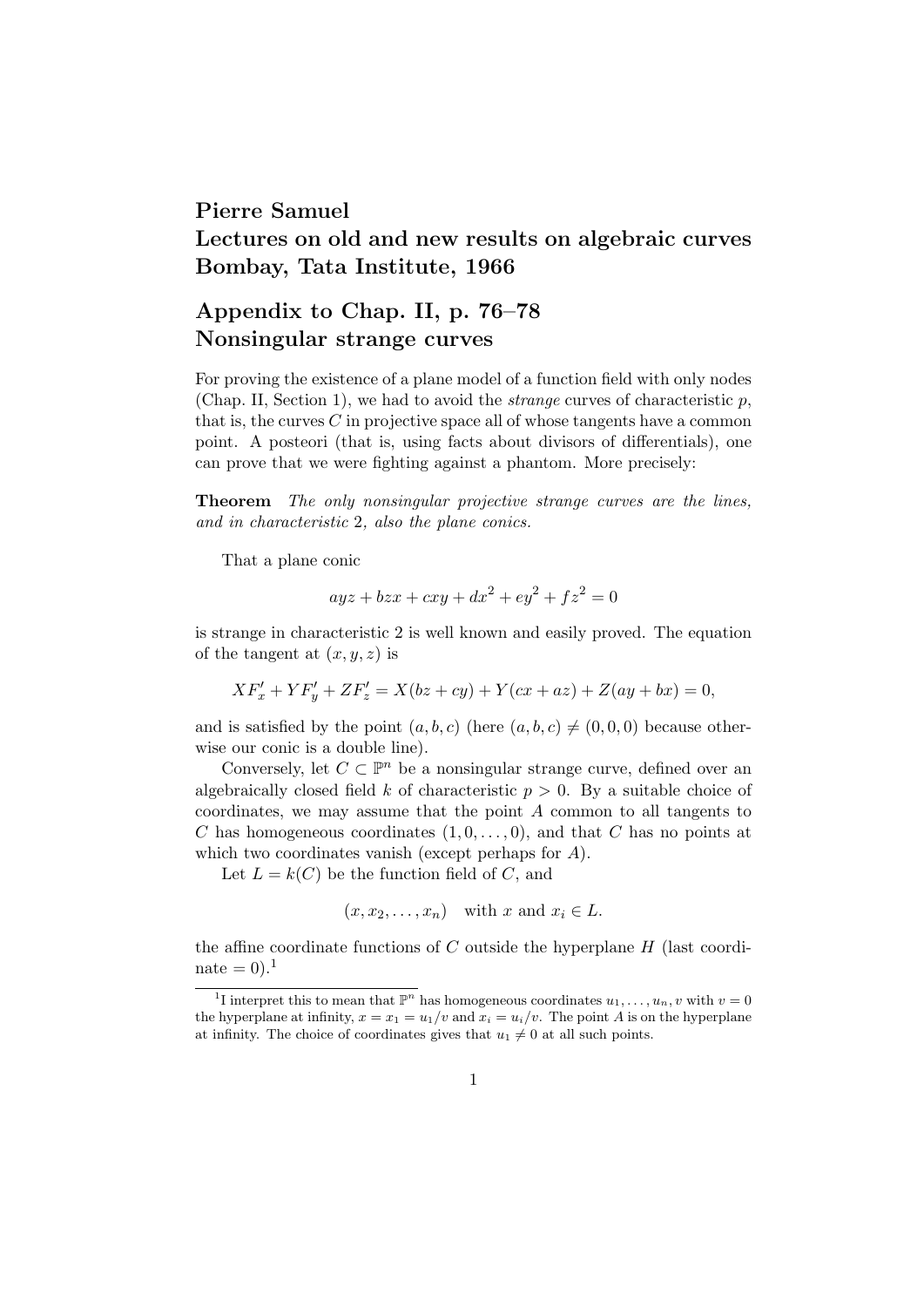**Pierre Samuel**
**Lectures on old and new results on algebraic curves**
**Bombay, Tata Institute, 1966**

## Appendix to Chap. II, p. 76–78
## Nonsingular strange curves

For proving the existence of a plane model of a function field with only nodes (Chap. II, Section 1), we had to avoid the *strange* curves of characteristic $p$, that is, the curves $C$ in projective space all of whose tangents have a common point. A posteori (that is, using facts about divisors of differentials), one can prove that we were fighting against a phantom. More precisely:

**Theorem** *The only nonsingular projective strange curves are the lines, and in characteristic* 2*, also the plane conics.*

That a plane conic

$$ayz + bzx + cxy + dx^2 + ey^2 + fz^2 = 0$$

is strange in characteristic 2 is well known and easily proved. The equation of the tangent at $(x, y, z)$ is

$$XF'_x + YF'_y + ZF'_z = X(bz + cy) + Y(cx + az) + Z(ay + bx) = 0,$$

and is satisfied by the point $(a, b, c)$ (here $(a, b, c) \neq (0, 0, 0)$ because otherwise our conic is a double line).

Conversely, let $C \subset \mathbb{P}^n$ be a nonsingular strange curve, defined over an algebraically closed field $k$ of characteristic $p > 0$. By a suitable choice of coordinates, we may assume that the point $A$ common to all tangents to $C$ has homogeneous coordinates $(1, 0, \dots, 0)$, and that $C$ has no points at which two coordinates vanish (except perhaps for $A$).

Let $L = k(C)$ be the function field of $C$, and

$$(x, x_2, \dots, x_n) \quad \text{with } x \text{ and } x_i \in L.$$

the affine coordinate functions of $C$ outside the hyperplane $H$ (last coordinate $= 0$).[1]

[1] I interpret this to mean that $\mathbb{P}^n$ has homogeneous coordinates $u_1, \dots, u_n, v$ with $v = 0$ the hyperplane at infinity, $x = x_1 = u_1/v$ and $x_i = u_i/v$. The point $A$ is on the hyperplane at infinity. The choice of coordinates gives that $u_1 \neq 0$ at all such points.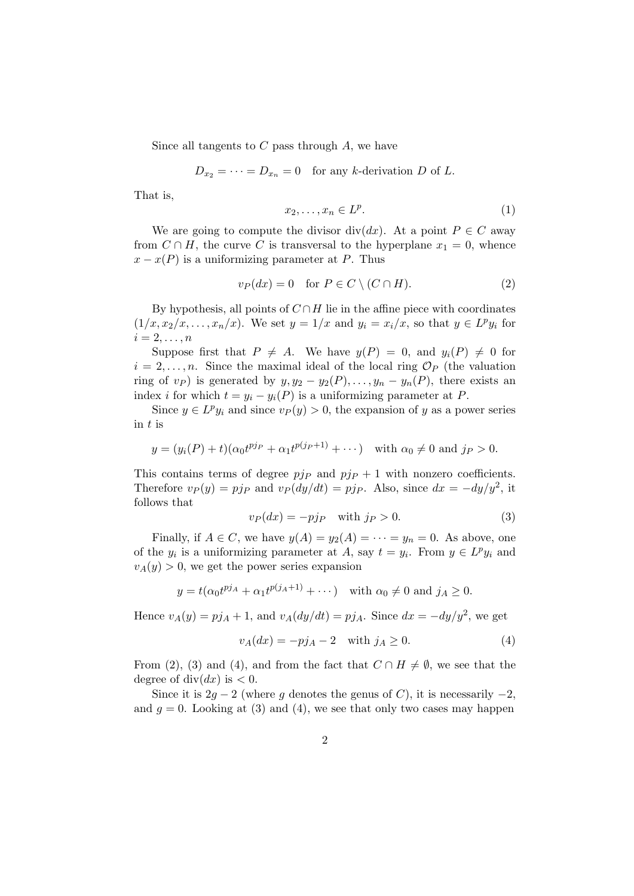Since all tangents to $C$ pass through $A$, we have

$$D_{x_2} = \cdots = D_{x_n} = 0 \quad \text{for any } k\text{-derivation } D \text{ of } L.$$

That is,

$$x_2, \ldots, x_n \in L^p. \tag{1}$$

We are going to compute the divisor $\operatorname{div}(dx)$. At a point $P \in C$ away from $C \cap H$, the curve $C$ is transversal to the hyperplane $x_1 = 0$, whence $x - x(P)$ is a uniformizing parameter at $P$. Thus

$$v_P(dx) = 0 \quad \text{for } P \in C \setminus (C \cap H). \tag{2}$$

By hypothesis, all points of $C \cap H$ lie in the affine piece with coordinates $(1/x, x_2/x, \ldots, x_n/x)$. We set $y = 1/x$ and $y_i = x_i/x$, so that $y \in L^p y_i$ for $i = 2, \ldots, n$

Suppose first that $P \neq A$. We have $y(P) = 0$, and $y_i(P) \neq 0$ for $i = 2, \ldots, n$. Since the maximal ideal of the local ring $\mathcal{O}_P$ (the valuation ring of $v_P$) is generated by $y, y_2 - y_2(P), \ldots, y_n - y_n(P)$, there exists an index $i$ for which $t = y_i - y_i(P)$ is a uniformizing parameter at $P$.

Since $y \in L^p y_i$ and since $v_P(y) > 0$, the expansion of $y$ as a power series in $t$ is

$$y = (y_i(P) + t)(\alpha_0 t^{pj_P} + \alpha_1 t^{p(j_P+1)} + \cdots) \quad \text{with } \alpha_0 \neq 0 \text{ and } j_P > 0.$$

This contains terms of degree $pj_P$ and $pj_P + 1$ with nonzero coefficients. Therefore $v_P(y) = pj_P$ and $v_P(dy/dt) = pj_P$. Also, since $dx = -dy/y^2$, it follows that

$$v_P(dx) = -pj_P \quad \text{with } j_P > 0. \tag{3}$$

Finally, if $A \in C$, we have $y(A) = y_2(A) = \cdots = y_n = 0$. As above, one of the $y_i$ is a uniformizing parameter at $A$, say $t = y_i$. From $y \in L^p y_i$ and $v_A(y) > 0$, we get the power series expansion

$$y = t(\alpha_0 t^{pj_A} + \alpha_1 t^{p(j_A+1)} + \cdots) \quad \text{with } \alpha_0 \neq 0 \text{ and } j_A \geq 0.$$

Hence $v_A(y) = pj_A + 1$, and $v_A(dy/dt) = pj_A$. Since $dx = -dy/y^2$, we get

$$v_A(dx) = -pj_A - 2 \quad \text{with } j_A \geq 0. \tag{4}$$

From (2), (3) and (4), and from the fact that $C \cap H \neq \emptyset$, we see that the degree of $\operatorname{div}(dx)$ is $< 0$.

Since it is $2g - 2$ (where $g$ denotes the genus of $C$), it is necessarily $-2$, and $g = 0$. Looking at (3) and (4), we see that only two cases may happen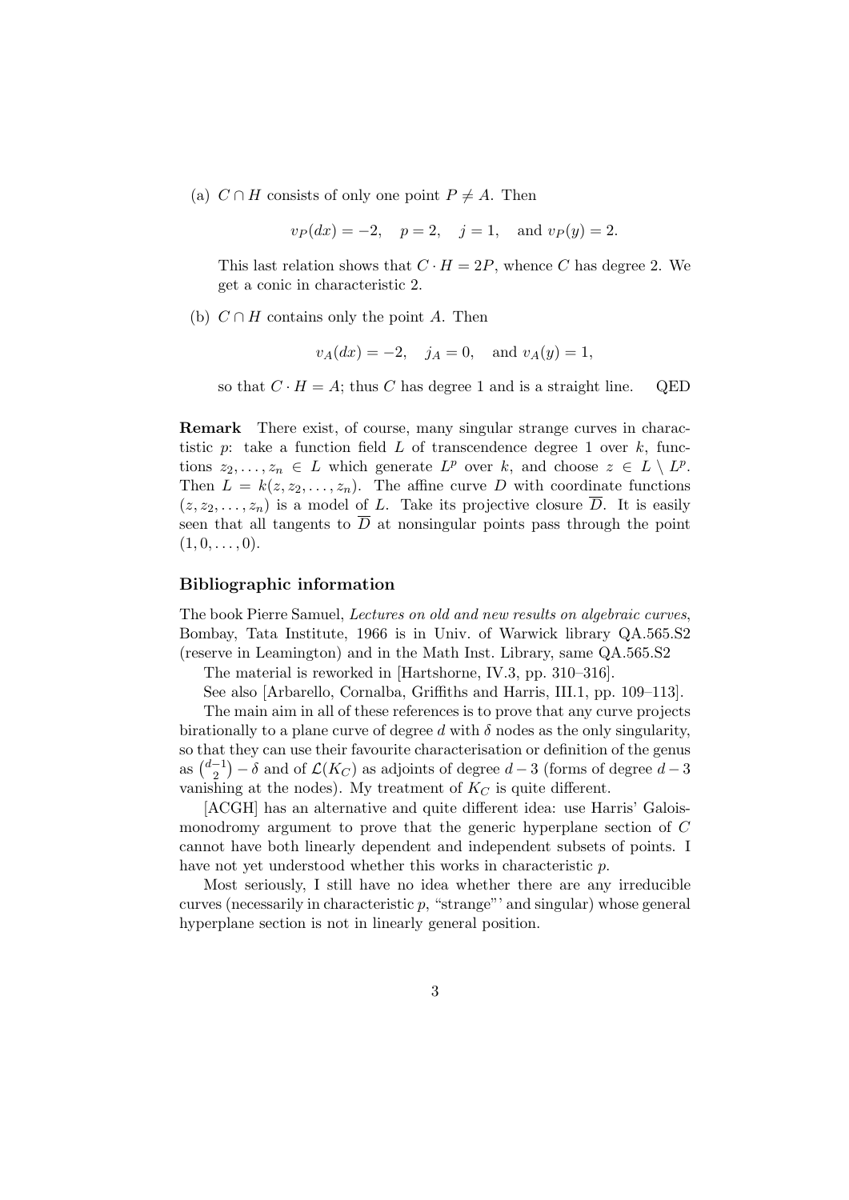(a) $C \cap H$ consists of only one point $P \neq A$. Then

$$v_P(dx) = -2, \quad p = 2, \quad j = 1, \quad \text{and } v_P(y) = 2.$$

This last relation shows that $C \cdot H = 2P$, whence $C$ has degree 2. We get a conic in characteristic 2.

(b) $C \cap H$ contains only the point $A$. Then

$$v_A(dx) = -2, \quad j_A = 0, \quad \text{and } v_A(y) = 1,$$

so that $C \cdot H = A$; thus $C$ has degree 1 and is a straight line. QED

**Remark** There exist, of course, many singular strange curves in characteristic $p$: take a function field $L$ of transcendence degree 1 over $k$, functions $z_2, \dots, z_n \in L$ which generate $L^p$ over $k$, and choose $z \in L \setminus L^p$. Then $L = k(z, z_2, \dots, z_n)$. The affine curve $D$ with coordinate functions $(z, z_2, \dots, z_n)$ is a model of $L$. Take its projective closure $\overline{D}$. It is easily seen that all tangents to $\overline{D}$ at nonsingular points pass through the point $(1, 0, \dots, 0)$.

### Bibliographic information

The book Pierre Samuel, *Lectures on old and new results on algebraic curves*, Bombay, Tata Institute, 1966 is in Univ. of Warwick library QA.565.S2 (reserve in Leamington) and in the Math Inst. Library, same QA.565.S2

The material is reworked in [Hartshorne, IV.3, pp. 310–316].

See also [Arbarello, Cornalba, Griffiths and Harris, III.1, pp. 109–113].

The main aim in all of these references is to prove that any curve projects birationally to a plane curve of degree $d$ with $\delta$ nodes as the only singularity, so that they can use their favourite characterisation or definition of the genus as $\binom{d-1}{2} - \delta$ and of $\mathcal{L}(K_C)$ as adjoints of degree $d-3$ (forms of degree $d-3$ vanishing at the nodes). My treatment of $K_C$ is quite different.

[ACGH] has an alternative and quite different idea: use Harris' Galois-monodromy argument to prove that the generic hyperplane section of $C$ cannot have both linearly dependent and independent subsets of points. I have not yet understood whether this works in characteristic $p$.

Most seriously, I still have no idea whether there are any irreducible curves (necessarily in characteristic $p$, "strange"' and singular) whose general hyperplane section is not in linearly general position.